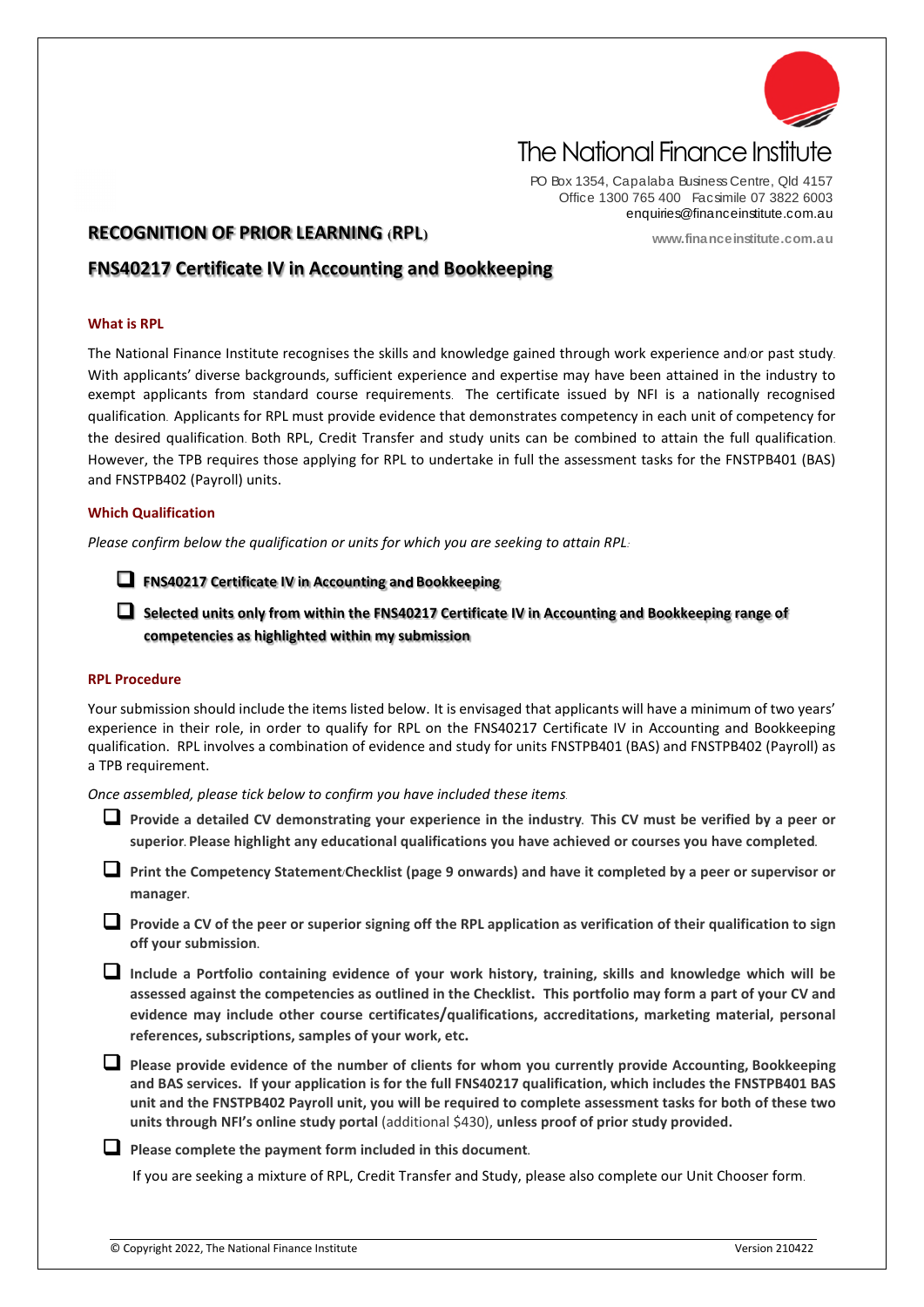The National Finance Institute

PO Box 1354, Capalaba Business Centre, Qld 4157
Office 1300 765 400 Facsimile 07 3822 6003
enquiries@financeinstitute.com.au
www.financeinstitute.com.au

# RECOGNITION OF PRIOR LEARNING (RPL)

# FNS40217 Certificate IV in Accounting and Bookkeeping

## What is RPL

The National Finance Institute recognises the skills and knowledge gained through work experience and/or past study. With applicants' diverse backgrounds, sufficient experience and expertise may have been attained in the industry to exempt applicants from standard course requirements. The certificate issued by NFI is a nationally recognised qualification. Applicants for RPL must provide evidence that demonstrates competency in each unit of competency for the desired qualification. Both RPL, Credit Transfer and study units can be combined to attain the full qualification. However, the TPB requires those applying for RPL to undertake in full the assessment tasks for the FNSTPB401 (BAS) and FNSTPB402 (Payroll) units.

## Which Qualification

*Please confirm below the qualification or units for which you are seeking to attain RPL:*

- ☐ **FNS40217 Certificate IV in Accounting and Bookkeeping**
- ☐ **Selected units only from within the FNS40217 Certificate IV in Accounting and Bookkeeping range of competencies as highlighted within my submission**

## RPL Procedure

Your submission should include the items listed below. It is envisaged that applicants will have a minimum of two years' experience in their role, in order to qualify for RPL on the FNS40217 Certificate IV in Accounting and Bookkeeping qualification. RPL involves a combination of evidence and study for units FNSTPB401 (BAS) and FNSTPB402 (Payroll) as a TPB requirement.

*Once assembled, please tick below to confirm you have included these items.*

- ☐ **Provide a detailed CV demonstrating your experience in the industry. This CV must be verified by a peer or superior. Please highlight any educational qualifications you have achieved or courses you have completed.**
- ☐ **Print the Competency Statement/Checklist (page 9 onwards) and have it completed by a peer or supervisor or manager.**
- ☐ **Provide a CV of the peer or superior signing off the RPL application as verification of their qualification to sign off your submission.**
- ☐ **Include a Portfolio containing evidence of your work history, training, skills and knowledge which will be assessed against the competencies as outlined in the Checklist. This portfolio may form a part of your CV and evidence may include other course certificates/qualifications, accreditations, marketing material, personal references, subscriptions, samples of your work, etc.**
- ☐ **Please provide evidence of the number of clients for whom you currently provide Accounting, Bookkeeping and BAS services. If your application is for the full FNS40217 qualification, which includes the FNSTPB401 BAS unit and the FNSTPB402 Payroll unit, you will be required to complete assessment tasks for both of these two units through NFI's online study portal** (additional $430), **unless proof of prior study provided.**
- ☐ **Please complete the payment form included in this document.**

If you are seeking a mixture of RPL, Credit Transfer and Study, please also complete our Unit Chooser form.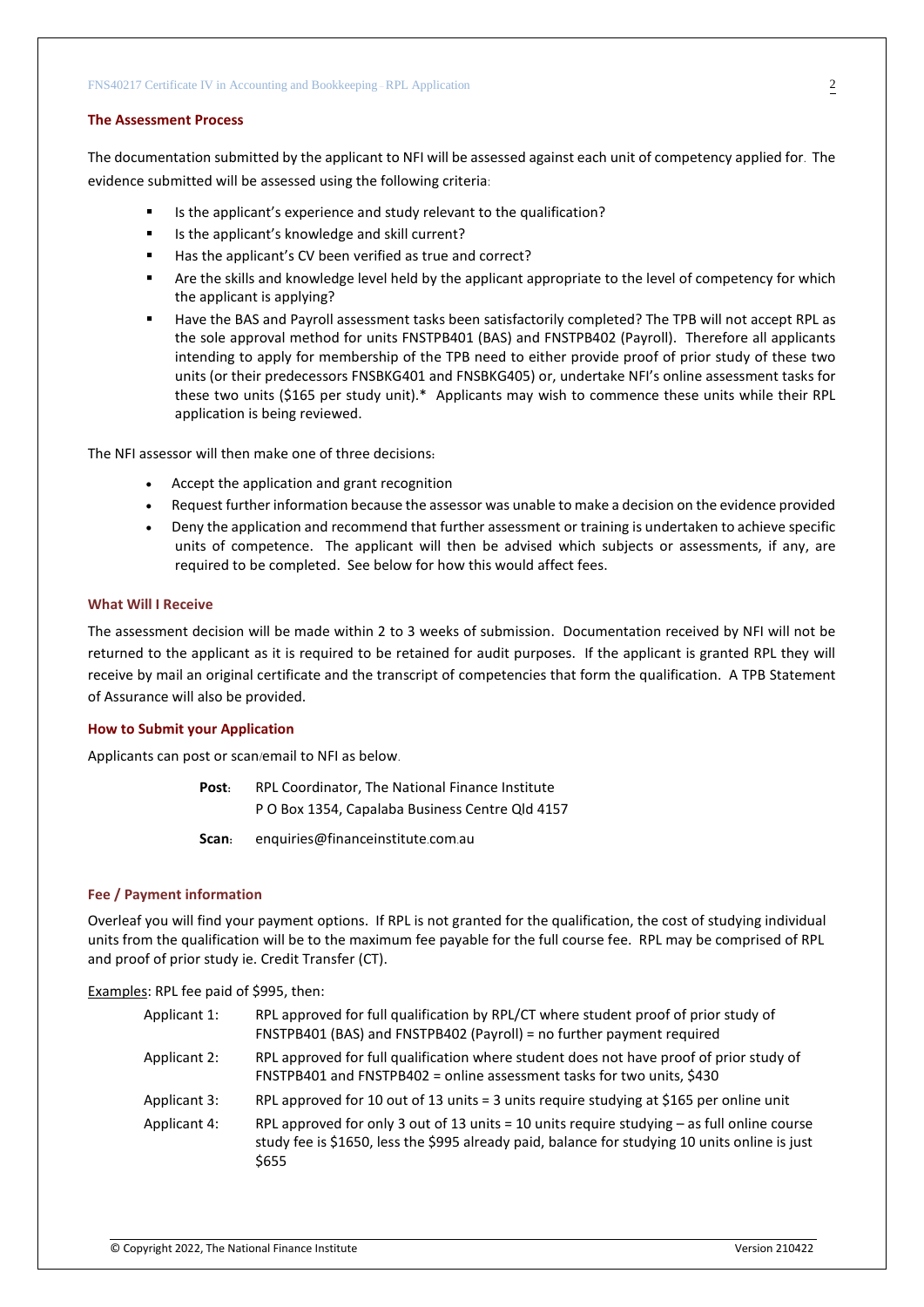## The Assessment Process

The documentation submitted by the applicant to NFI will be assessed against each unit of competency applied for. The evidence submitted will be assessed using the following criteria:

- Is the applicant's experience and study relevant to the qualification?
- Is the applicant's knowledge and skill current?
- Has the applicant's CV been verified as true and correct?
- Are the skills and knowledge level held by the applicant appropriate to the level of competency for which the applicant is applying?
- Have the BAS and Payroll assessment tasks been satisfactorily completed? The TPB will not accept RPL as the sole approval method for units FNSTPB401 (BAS) and FNSTPB402 (Payroll). Therefore all applicants intending to apply for membership of the TPB need to either provide proof of prior study of these two units (or their predecessors FNSBKG401 and FNSBKG405) or, undertake NFI's online assessment tasks for these two units ($165 per study unit).* Applicants may wish to commence these units while their RPL application is being reviewed.

The NFI assessor will then make one of three decisions:

- Accept the application and grant recognition
- Request further information because the assessor was unable to make a decision on the evidence provided
- Deny the application and recommend that further assessment or training is undertaken to achieve specific units of competence. The applicant will then be advised which subjects or assessments, if any, are required to be completed. See below for how this would affect fees.

## What Will I Receive

The assessment decision will be made within 2 to 3 weeks of submission. Documentation received by NFI will not be returned to the applicant as it is required to be retained for audit purposes. If the applicant is granted RPL they will receive by mail an original certificate and the transcript of competencies that form the qualification. A TPB Statement of Assurance will also be provided.

## How to Submit your Application

Applicants can post or scan/email to NFI as below.

**Post:** RPL Coordinator, The National Finance Institute
P O Box 1354, Capalaba Business Centre Qld 4157

**Scan:** enquiries@financeinstitute.com.au

## Fee / Payment information

Overleaf you will find your payment options. If RPL is not granted for the qualification, the cost of studying individual units from the qualification will be to the maximum fee payable for the full course fee. RPL may be comprised of RPL and proof of prior study ie. Credit Transfer (CT).

Examples: RPL fee paid of $995, then:

| | |
|---|---|
| Applicant 1: | RPL approved for full qualification by RPL/CT where student proof of prior study of FNSTPB401 (BAS) and FNSTPB402 (Payroll) = no further payment required |
| Applicant 2: | RPL approved for full qualification where student does not have proof of prior study of FNSTPB401 and FNSTPB402 = online assessment tasks for two units, $430 |
| Applicant 3: | RPL approved for 10 out of 13 units = 3 units require studying at $165 per online unit |
| Applicant 4: | RPL approved for only 3 out of 13 units = 10 units require studying – as full online course study fee is $1650, less the $995 already paid, balance for studying 10 units online is just $655 |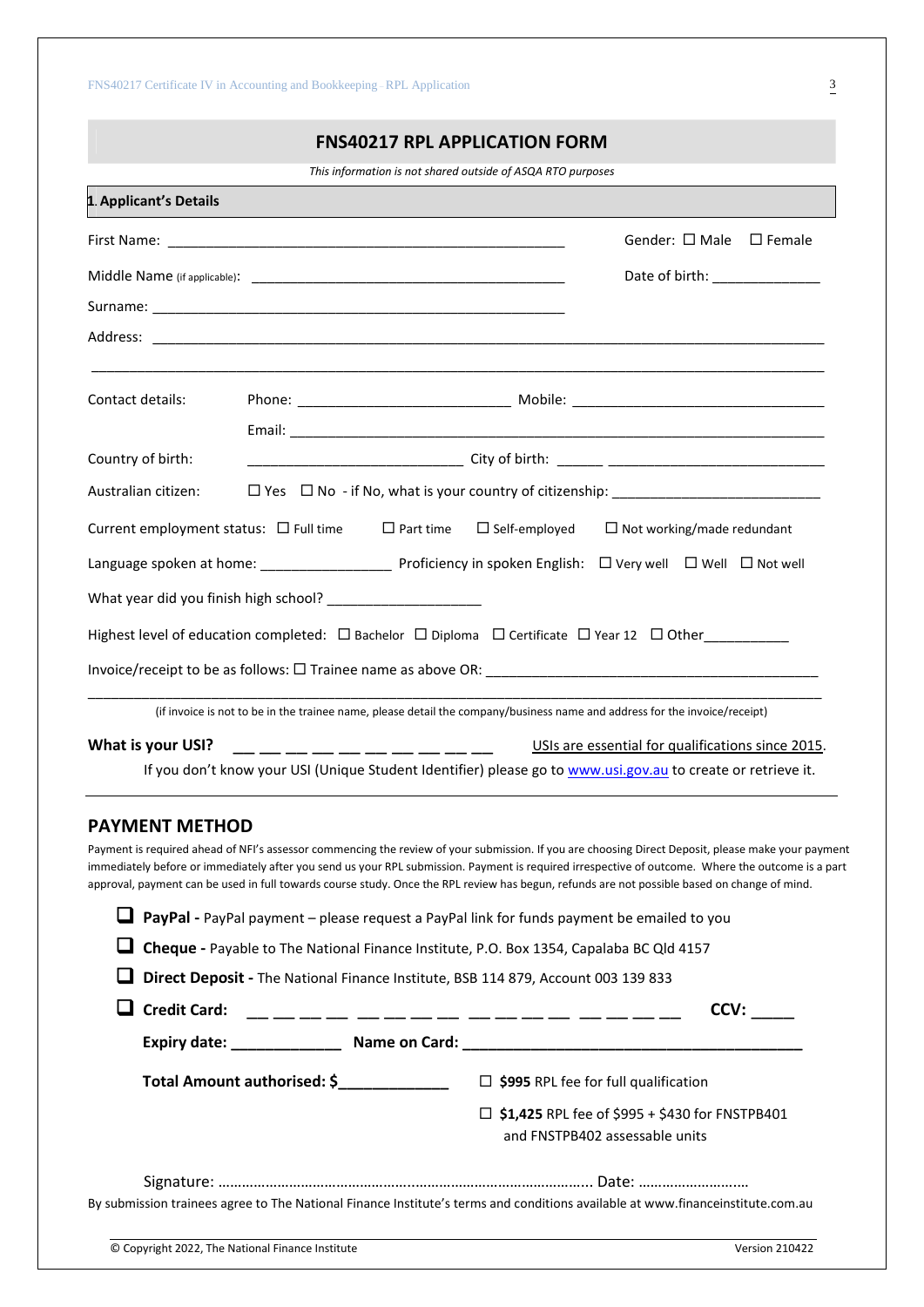# FNS40217 RPL APPLICATION FORM

*This information is not shared outside of ASQA RTO purposes*

## 1. Applicant's Details

First Name: ______________________________________________ Gender: ☐ Male ☐ Female

Middle Name (if applicable): ________________________________ Date of birth: _____________

Surname: ______________________________________________

Address: ______________________________________________________________________________

______________________________________________________________________________________

Contact details: Phone: _________________________ Mobile: ______________________________

Email: ________________________________________________________________________

Country of birth: _________________________ City of birth: ______ ___________________________

Australian citizen: ☐ Yes ☐ No - if No, what is your country of citizenship: _________________________

Current employment status: ☐ Full time ☐ Part time ☐ Self-employed ☐ Not working/made redundant

Language spoken at home: ________________ Proficiency in spoken English: ☐ Very well ☐ Well ☐ Not well

What year did you finish high school? ___________________

Highest level of education completed: ☐ Bachelor ☐ Diploma ☐ Certificate ☐ Year 12 ☐ Other__________

Invoice/receipt to be as follows: ☐ Trainee name as above OR: __________________________________________

______________________________________________________________________________________

(if invoice is not to be in the trainee name, please detail the company/business name and address for the invoice/receipt)

**What is your USI?** __ __ __ __ __ __ __ __ __ __ USIs are essential for qualifications since 2015.

If you don't know your USI (Unique Student Identifier) please go to www.usi.gov.au to create or retrieve it.

## PAYMENT METHOD

Payment is required ahead of NFI's assessor commencing the review of your submission. If you are choosing Direct Deposit, please make your payment immediately before or immediately after you send us your RPL submission. Payment is required irrespective of outcome. Where the outcome is a part approval, payment can be used in full towards course study. Once the RPL review has begun, refunds are not possible based on change of mind.

- ☐ **PayPal -** PayPal payment – please request a PayPal link for funds payment be emailed to you
- ☐ **Cheque -** Payable to The National Finance Institute, P.O. Box 1354, Capalaba BC Qld 4157
- ☐ **Direct Deposit -** The National Finance Institute, BSB 114 879, Account 003 139 833
- ☐ **Credit Card:** __ __ __ __ __ __ __ __ __ __ __ __ __ __ __ __ **CCV:** _____

**Expiry date:** ____________ **Name on Card:** ________________________________________

**Total Amount authorised: $**____________

☐ **$995** RPL fee for full qualification

☐ **$1,425** RPL fee of $995 + $430 for FNSTPB401 and FNSTPB402 assessable units

Signature: ………………………………………………………………………………. Date: ……………………..

By submission trainees agree to The National Finance Institute's terms and conditions available at www.financeinstitute.com.au

© Copyright 2022, The National Finance Institute Version 210422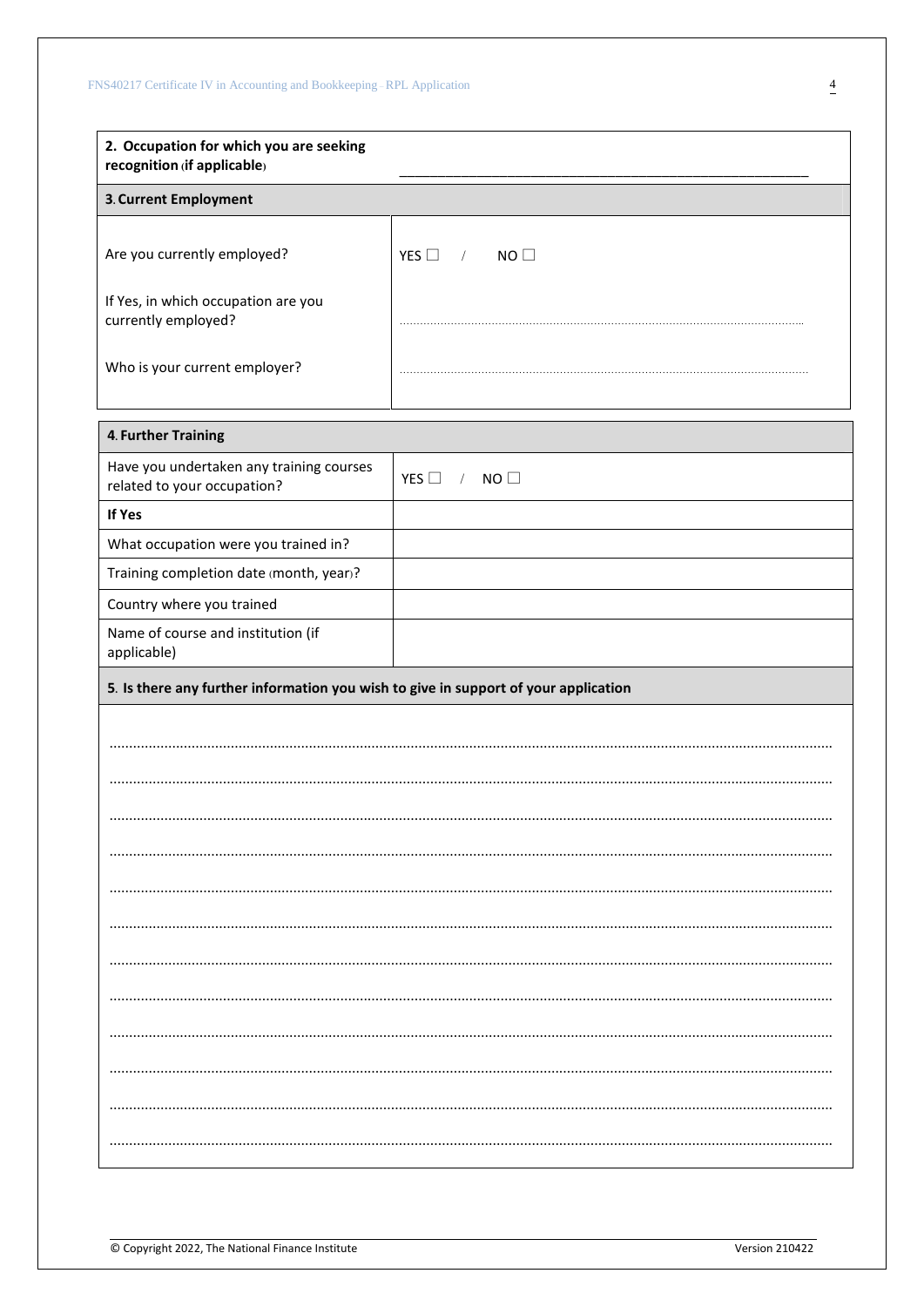| 2. Occupation for which you are seeking recognition (if applicable) | ______________________________________________ |
|---|---|

| 3. Current Employment | |
|---|---|
| Are you currently employed? | YES ☐ / NO ☐ |
| If Yes, in which occupation are you currently employed? | .................................................................................................... |
| Who is your current employer? | .................................................................................................... |

| 4. Further Training | |
|---|---|
| Have you undertaken any training courses related to your occupation? | YES ☐ / NO ☐ |
| **If Yes** | |
| What occupation were you trained in? | |
| Training completion date (month, year)? | |
| Country where you trained | |
| Name of course and institution (if applicable) | |

**5. Is there any further information you wish to give in support of your application**

.................................................................................................................................................................

.................................................................................................................................................................

.................................................................................................................................................................

.................................................................................................................................................................

.................................................................................................................................................................

.................................................................................................................................................................

.................................................................................................................................................................

.................................................................................................................................................................

.................................................................................................................................................................

.................................................................................................................................................................

.................................................................................................................................................................

.................................................................................................................................................................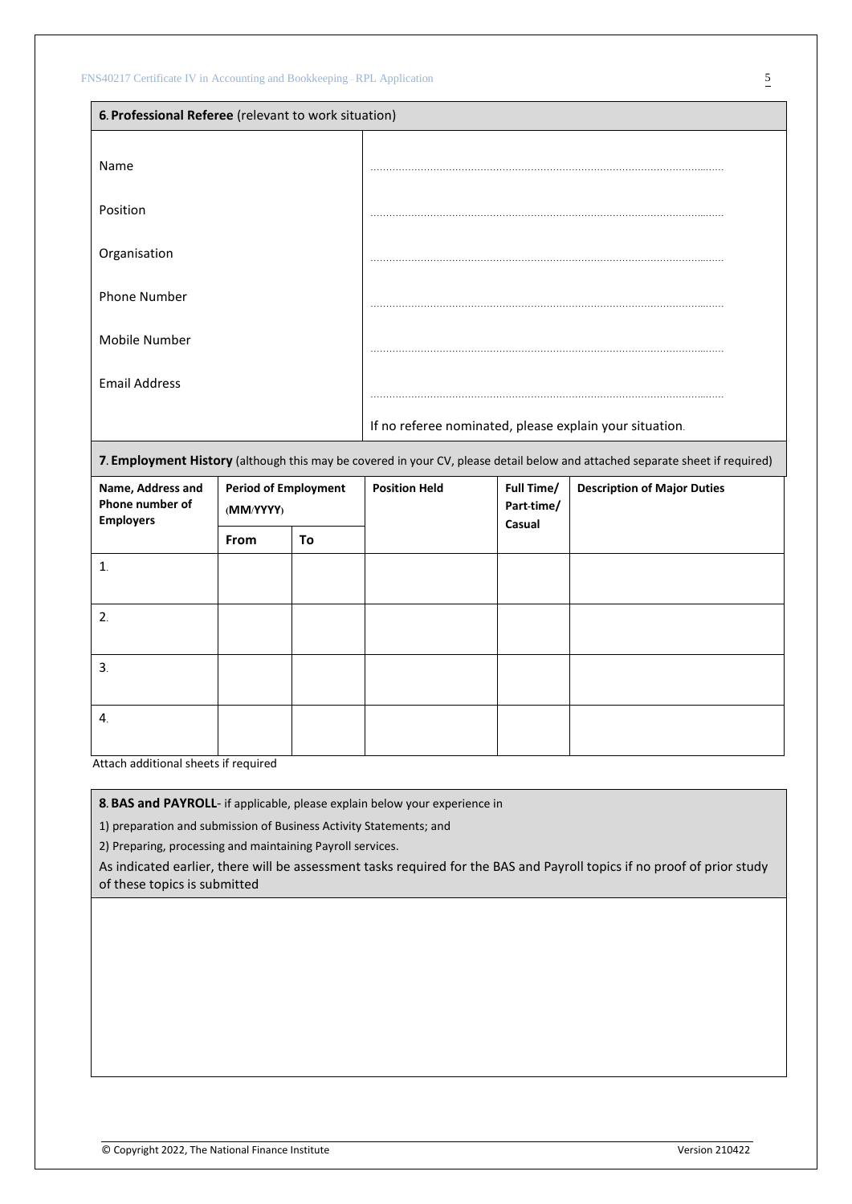## 6. Professional Referee (relevant to work situation)

| | |
|---|---|
| Name | ........................................................................................................... |
| Position | ........................................................................................................... |
| Organisation | ........................................................................................................... |
| Phone Number | ........................................................................................................... |
| Mobile Number | ........................................................................................................... |
| Email Address | ........................................................................................................... |
| | If no referee nominated, please explain your situation. |

## 7. Employment History (although this may be covered in your CV, please detail below and attached separate sheet if required)

| Name, Address and Phone number of Employers | Period of Employment (MM/YYYY) | | Position Held | Full Time/ Part-time/ Casual | Description of Major Duties |
|---|---|---|---|---|---|
| | From | To | | | |
| 1. | | | | | |
| 2. | | | | | |
| 3. | | | | | |
| 4. | | | | | |

Attach additional sheets if required

## 8. BAS and PAYROLL- if applicable, please explain below your experience in

1) preparation and submission of Business Activity Statements; and

2) Preparing, processing and maintaining Payroll services.

As indicated earlier, there will be assessment tasks required for the BAS and Payroll topics if no proof of prior study of these topics is submitted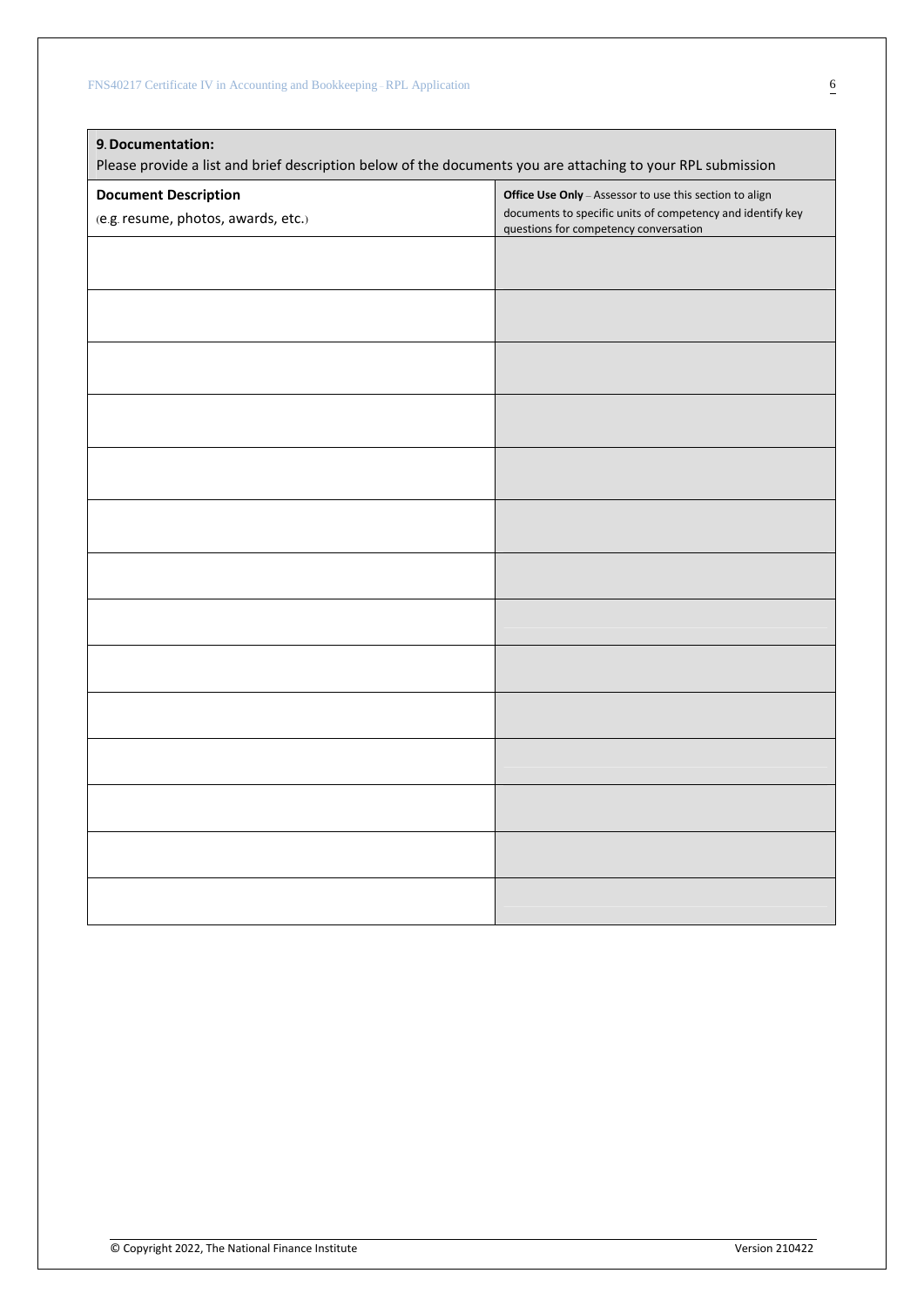## 9. Documentation:

Please provide a list and brief description below of the documents you are attaching to your RPL submission

| **Document Description** (e.g. resume, photos, awards, etc.) | **Office Use Only** – Assessor to use this section to align documents to specific units of competency and identify key questions for competency conversation |
|---|---|
| | |
| | |
| | |
| | |
| | |
| | |
| | |
| | |
| | |
| | |
| | |
| | |
| | |
| | |

© Copyright 2022, The National Finance Institute Version 210422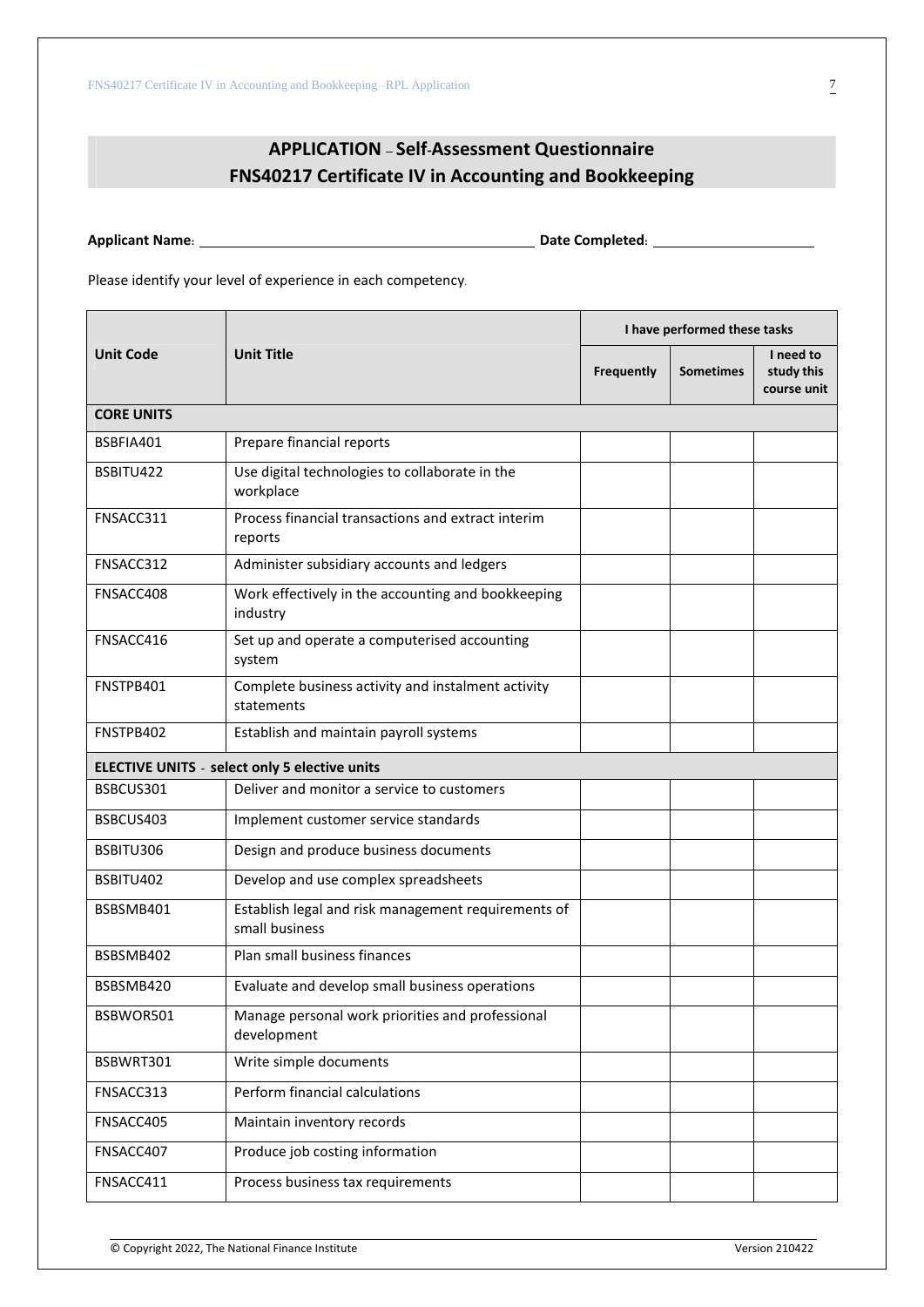## APPLICATION – Self-Assessment Questionnaire
## FNS40217 Certificate IV in Accounting and Bookkeeping

**Applicant Name:** ______________________________ **Date Completed:** ____________________

Please identify your level of experience in each competency.

| Unit Code | Unit Title | I have performed these tasks | | |
|---|---|---|---|---|
| | | **Frequently** | **Sometimes** | **I need to study this course unit** |
| **CORE UNITS** | | | | |
| BSBFIA401 | Prepare financial reports | | | |
| BSBITU422 | Use digital technologies to collaborate in the workplace | | | |
| FNSACC311 | Process financial transactions and extract interim reports | | | |
| FNSACC312 | Administer subsidiary accounts and ledgers | | | |
| FNSACC408 | Work effectively in the accounting and bookkeeping industry | | | |
| FNSACC416 | Set up and operate a computerised accounting system | | | |
| FNSTPB401 | Complete business activity and instalment activity statements | | | |
| FNSTPB402 | Establish and maintain payroll systems | | | |
| **ELECTIVE UNITS - select only 5 elective units** | | | | |
| BSBCUS301 | Deliver and monitor a service to customers | | | |
| BSBCUS403 | Implement customer service standards | | | |
| BSBITU306 | Design and produce business documents | | | |
| BSBITU402 | Develop and use complex spreadsheets | | | |
| BSBSMB401 | Establish legal and risk management requirements of small business | | | |
| BSBSMB402 | Plan small business finances | | | |
| BSBSMB420 | Evaluate and develop small business operations | | | |
| BSBWOR501 | Manage personal work priorities and professional development | | | |
| BSBWRT301 | Write simple documents | | | |
| FNSACC313 | Perform financial calculations | | | |
| FNSACC405 | Maintain inventory records | | | |
| FNSACC407 | Produce job costing information | | | |
| FNSACC411 | Process business tax requirements | | | |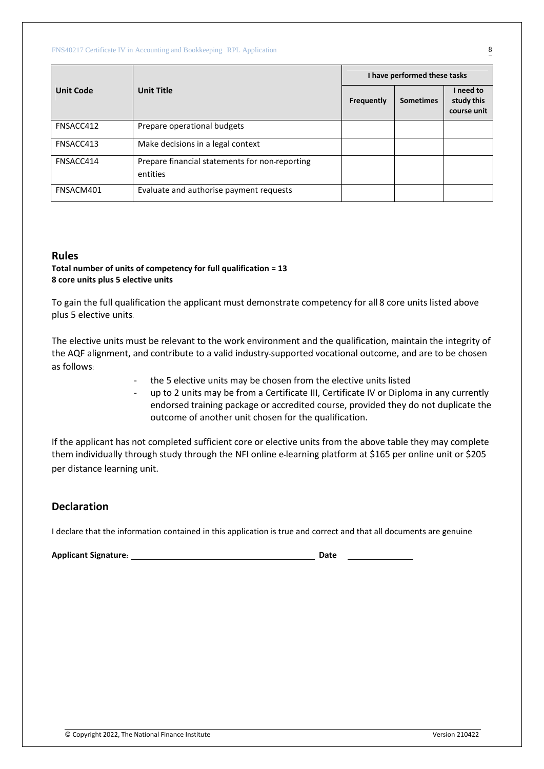| Unit Code | Unit Title | I have performed these tasks | | |
| --- | --- | --- | --- | --- |
| | | Frequently | Sometimes | I need to study this course unit |
| FNSACC412 | Prepare operational budgets | | | |
| FNSACC413 | Make decisions in a legal context | | | |
| FNSACC414 | Prepare financial statements for non-reporting entities | | | |
| FNSACM401 | Evaluate and authorise payment requests | | | |

## Rules

**Total number of units of competency for full qualification = 13**
**8 core units plus 5 elective units**

To gain the full qualification the applicant must demonstrate competency for all 8 core units listed above plus 5 elective units.

The elective units must be relevant to the work environment and the qualification, maintain the integrity of the AQF alignment, and contribute to a valid industry-supported vocational outcome, and are to be chosen as follows:

- the 5 elective units may be chosen from the elective units listed
- up to 2 units may be from a Certificate III, Certificate IV or Diploma in any currently endorsed training package or accredited course, provided they do not duplicate the outcome of another unit chosen for the qualification.

If the applicant has not completed sufficient core or elective units from the above table they may complete them individually through study through the NFI online e-learning platform at $165 per online unit or $205 per distance learning unit.

## Declaration

I declare that the information contained in this application is true and correct and that all documents are genuine.

**Applicant Signature:** ______________________________ **Date** ______________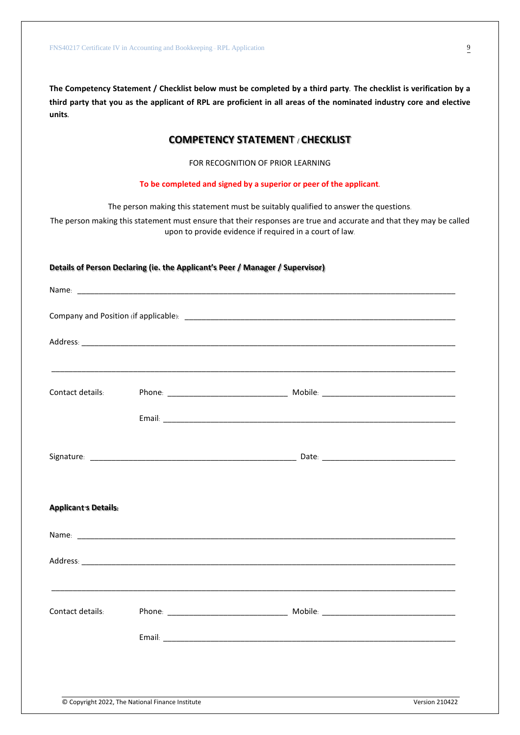**The Competency Statement / Checklist below must be completed by a third party. The checklist is verification by a third party that you as the applicant of RPL are proficient in all areas of the nominated industry core and elective units.**

## COMPETENCY STATEMENT / CHECKLIST

FOR RECOGNITION OF PRIOR LEARNING

**To be completed and signed by a superior or peer of the applicant.**

The person making this statement must be suitably qualified to answer the questions.

The person making this statement must ensure that their responses are true and accurate and that they may be called upon to provide evidence if required in a court of law.

**Details of Person Declaring (ie. the Applicant's Peer / Manager / Supervisor)**

Name: ______________________________________________________________________________

Company and Position (if applicable): ____________________________________________________

Address: ____________________________________________________________________________

_____________________________________________________________________________________

Contact details: Phone: ___________________________ Mobile: ______________________________

Email: _________________________________________________________________

Signature: _______________________________________________ Date: ______________________________

**Applicant's Details:**

Name: ______________________________________________________________________________

Address: ____________________________________________________________________________

_____________________________________________________________________________________

Contact details: Phone: ___________________________ Mobile: ______________________________

Email: _________________________________________________________________

© Copyright 2022, The National Finance Institute Version 210422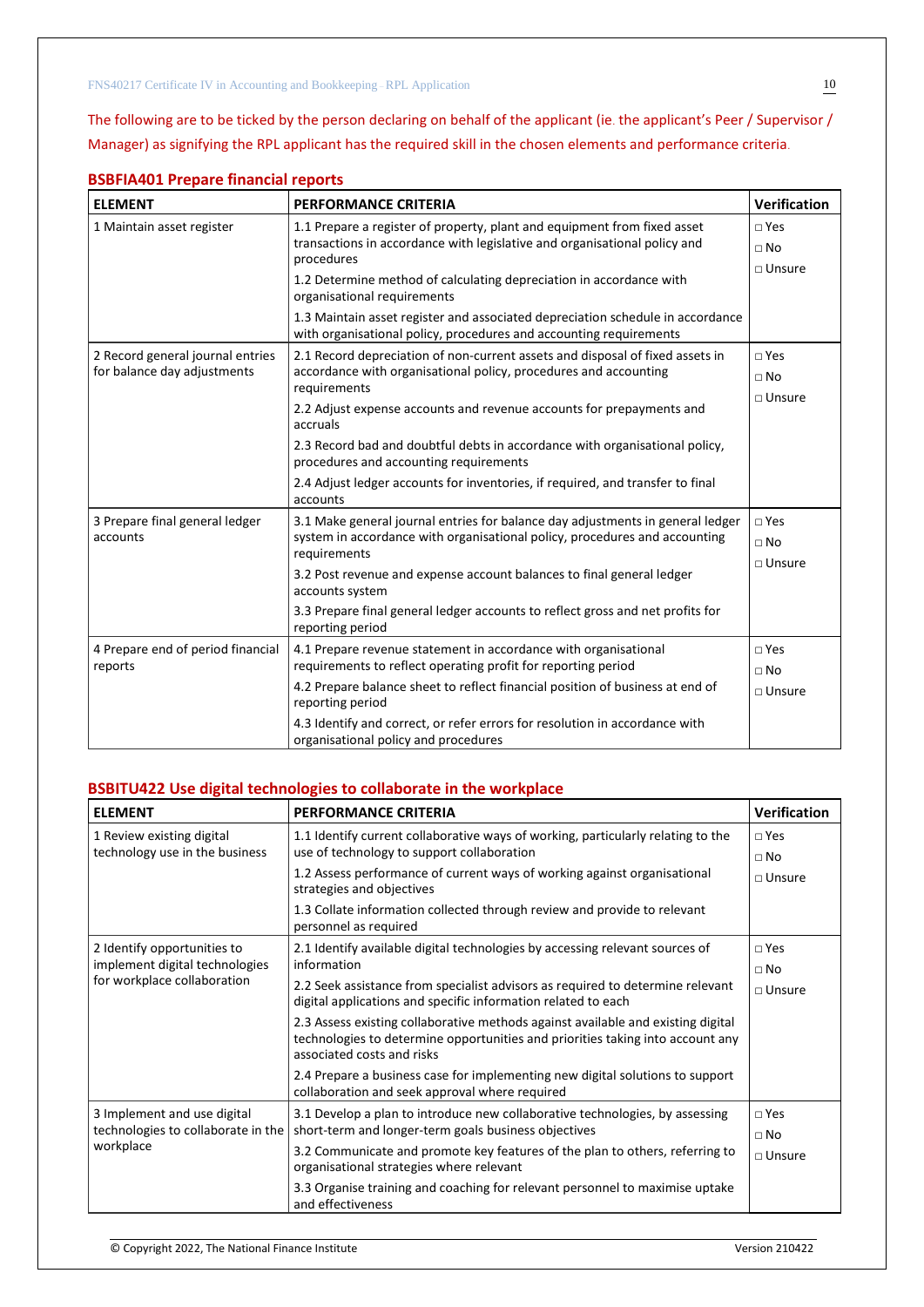The following are to be ticked by the person declaring on behalf of the applicant (ie. the applicant's Peer / Supervisor / Manager) as signifying the RPL applicant has the required skill in the chosen elements and performance criteria.

## BSBFIA401 Prepare financial reports

| ELEMENT | PERFORMANCE CRITERIA | Verification |
|---|---|---|
| 1 Maintain asset register | 1.1 Prepare a register of property, plant and equipment from fixed asset transactions in accordance with legislative and organisational policy and procedures<br>1.2 Determine method of calculating depreciation in accordance with organisational requirements<br>1.3 Maintain asset register and associated depreciation schedule in accordance with organisational policy, procedures and accounting requirements | □ Yes<br>□ No<br>□ Unsure |
| 2 Record general journal entries for balance day adjustments | 2.1 Record depreciation of non-current assets and disposal of fixed assets in accordance with organisational policy, procedures and accounting requirements<br>2.2 Adjust expense accounts and revenue accounts for prepayments and accruals<br>2.3 Record bad and doubtful debts in accordance with organisational policy, procedures and accounting requirements<br>2.4 Adjust ledger accounts for inventories, if required, and transfer to final accounts | □ Yes<br>□ No<br>□ Unsure |
| 3 Prepare final general ledger accounts | 3.1 Make general journal entries for balance day adjustments in general ledger system in accordance with organisational policy, procedures and accounting requirements<br>3.2 Post revenue and expense account balances to final general ledger accounts system<br>3.3 Prepare final general ledger accounts to reflect gross and net profits for reporting period | □ Yes<br>□ No<br>□ Unsure |
| 4 Prepare end of period financial reports | 4.1 Prepare revenue statement in accordance with organisational requirements to reflect operating profit for reporting period<br>4.2 Prepare balance sheet to reflect financial position of business at end of reporting period<br>4.3 Identify and correct, or refer errors for resolution in accordance with organisational policy and procedures | □ Yes<br>□ No<br>□ Unsure |

## BSBITU422 Use digital technologies to collaborate in the workplace

| ELEMENT | PERFORMANCE CRITERIA | Verification |
|---|---|---|
| 1 Review existing digital technology use in the business | 1.1 Identify current collaborative ways of working, particularly relating to the use of technology to support collaboration<br>1.2 Assess performance of current ways of working against organisational strategies and objectives<br>1.3 Collate information collected through review and provide to relevant personnel as required | □ Yes<br>□ No<br>□ Unsure |
| 2 Identify opportunities to implement digital technologies for workplace collaboration | 2.1 Identify available digital technologies by accessing relevant sources of information<br>2.2 Seek assistance from specialist advisors as required to determine relevant digital applications and specific information related to each<br>2.3 Assess existing collaborative methods against available and existing digital technologies to determine opportunities and priorities taking into account any associated costs and risks<br>2.4 Prepare a business case for implementing new digital solutions to support collaboration and seek approval where required | □ Yes<br>□ No<br>□ Unsure |
| 3 Implement and use digital technologies to collaborate in the workplace | 3.1 Develop a plan to introduce new collaborative technologies, by assessing short-term and longer-term goals business objectives<br>3.2 Communicate and promote key features of the plan to others, referring to organisational strategies where relevant<br>3.3 Organise training and coaching for relevant personnel to maximise uptake and effectiveness | □ Yes<br>□ No<br>□ Unsure |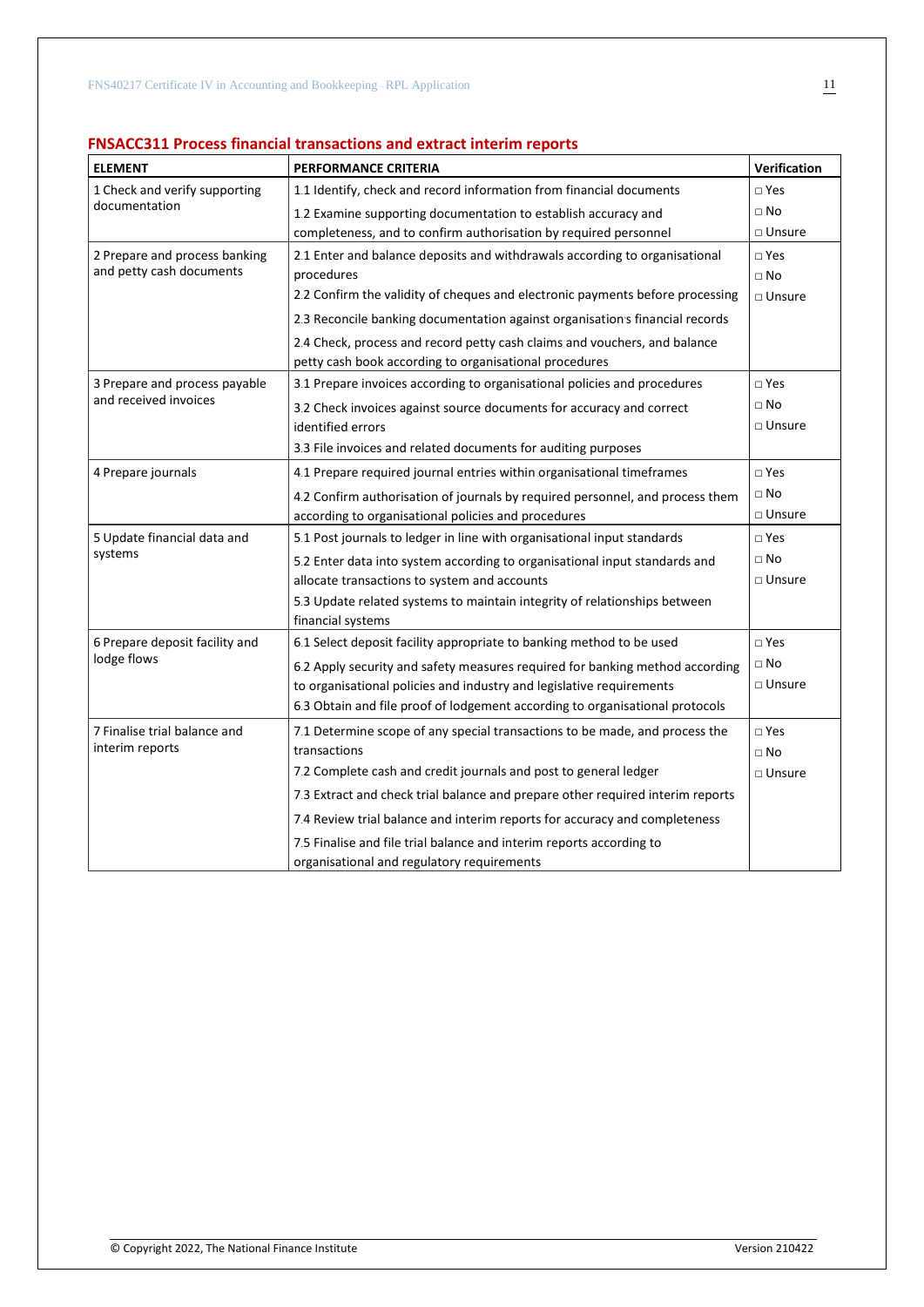## FNSACC311 Process financial transactions and extract interim reports

| ELEMENT | PERFORMANCE CRITERIA | Verification |
|---|---|---|
| 1 Check and verify supporting documentation | 1.1 Identify, check and record information from financial documents<br>1.2 Examine supporting documentation to establish accuracy and completeness, and to confirm authorisation by required personnel | □ Yes<br>□ No<br>□ Unsure |
| 2 Prepare and process banking and petty cash documents | 2.1 Enter and balance deposits and withdrawals according to organisational procedures<br>2.2 Confirm the validity of cheques and electronic payments before processing<br>2.3 Reconcile banking documentation against organisation's financial records<br>2.4 Check, process and record petty cash claims and vouchers, and balance petty cash book according to organisational procedures | □ Yes<br>□ No<br>□ Unsure |
| 3 Prepare and process payable and received invoices | 3.1 Prepare invoices according to organisational policies and procedures<br>3.2 Check invoices against source documents for accuracy and correct identified errors<br>3.3 File invoices and related documents for auditing purposes | □ Yes<br>□ No<br>□ Unsure |
| 4 Prepare journals | 4.1 Prepare required journal entries within organisational timeframes<br>4.2 Confirm authorisation of journals by required personnel, and process them according to organisational policies and procedures | □ Yes<br>□ No<br>□ Unsure |
| 5 Update financial data and systems | 5.1 Post journals to ledger in line with organisational input standards<br>5.2 Enter data into system according to organisational input standards and allocate transactions to system and accounts<br>5.3 Update related systems to maintain integrity of relationships between financial systems | □ Yes<br>□ No<br>□ Unsure |
| 6 Prepare deposit facility and lodge flows | 6.1 Select deposit facility appropriate to banking method to be used<br>6.2 Apply security and safety measures required for banking method according to organisational policies and industry and legislative requirements<br>6.3 Obtain and file proof of lodgement according to organisational protocols | □ Yes<br>□ No<br>□ Unsure |
| 7 Finalise trial balance and interim reports | 7.1 Determine scope of any special transactions to be made, and process the transactions<br>7.2 Complete cash and credit journals and post to general ledger<br>7.3 Extract and check trial balance and prepare other required interim reports<br>7.4 Review trial balance and interim reports for accuracy and completeness<br>7.5 Finalise and file trial balance and interim reports according to organisational and regulatory requirements | □ Yes<br>□ No<br>□ Unsure |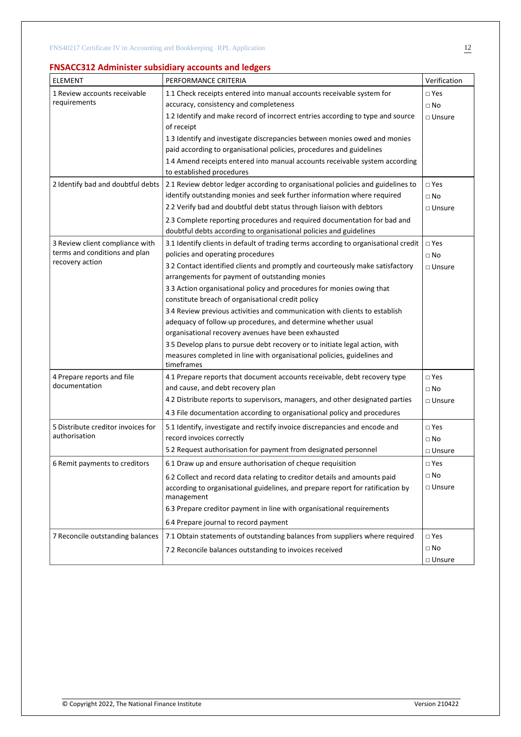## FNSACC312 Administer subsidiary accounts and ledgers

| ELEMENT | PERFORMANCE CRITERIA | Verification |
|---|---|---|
| 1 Review accounts receivable requirements | 1.1 Check receipts entered into manual accounts receivable system for accuracy, consistency and completeness<br>1.2 Identify and make record of incorrect entries according to type and source of receipt<br>1.3 Identify and investigate discrepancies between monies owed and monies paid according to organisational policies, procedures and guidelines<br>1.4 Amend receipts entered into manual accounts receivable system according to established procedures | □ Yes<br>□ No<br>□ Unsure |
| 2 Identify bad and doubtful debts | 2.1 Review debtor ledger according to organisational policies and guidelines to identify outstanding monies and seek further information where required<br>2.2 Verify bad and doubtful debt status through liaison with debtors<br>2.3 Complete reporting procedures and required documentation for bad and doubtful debts according to organisational policies and guidelines | □ Yes<br>□ No<br>□ Unsure |
| 3 Review client compliance with terms and conditions and plan recovery action | 3.1 Identify clients in default of trading terms according to organisational credit policies and operating procedures<br>3.2 Contact identified clients and promptly and courteously make satisfactory arrangements for payment of outstanding monies<br>3.3 Action organisational policy and procedures for monies owing that constitute breach of organisational credit policy<br>3.4 Review previous activities and communication with clients to establish adequacy of follow-up procedures, and determine whether usual organisational recovery avenues have been exhausted<br>3.5 Develop plans to pursue debt recovery or to initiate legal action, with measures completed in line with organisational policies, guidelines and timeframes | □ Yes<br>□ No<br>□ Unsure |
| 4 Prepare reports and file documentation | 4.1 Prepare reports that document accounts receivable, debt recovery type and cause, and debt recovery plan<br>4.2 Distribute reports to supervisors, managers, and other designated parties<br>4.3 File documentation according to organisational policy and procedures | □ Yes<br>□ No<br>□ Unsure |
| 5 Distribute creditor invoices for authorisation | 5.1 Identify, investigate and rectify invoice discrepancies and encode and record invoices correctly<br>5.2 Request authorisation for payment from designated personnel | □ Yes<br>□ No<br>□ Unsure |
| 6 Remit payments to creditors | 6.1 Draw up and ensure authorisation of cheque requisition<br>6.2 Collect and record data relating to creditor details and amounts paid according to organisational guidelines, and prepare report for ratification by management<br>6.3 Prepare creditor payment in line with organisational requirements<br>6.4 Prepare journal to record payment | □ Yes<br>□ No<br>□ Unsure |
| 7 Reconcile outstanding balances | 7.1 Obtain statements of outstanding balances from suppliers where required<br>7.2 Reconcile balances outstanding to invoices received | □ Yes<br>□ No<br>□ Unsure |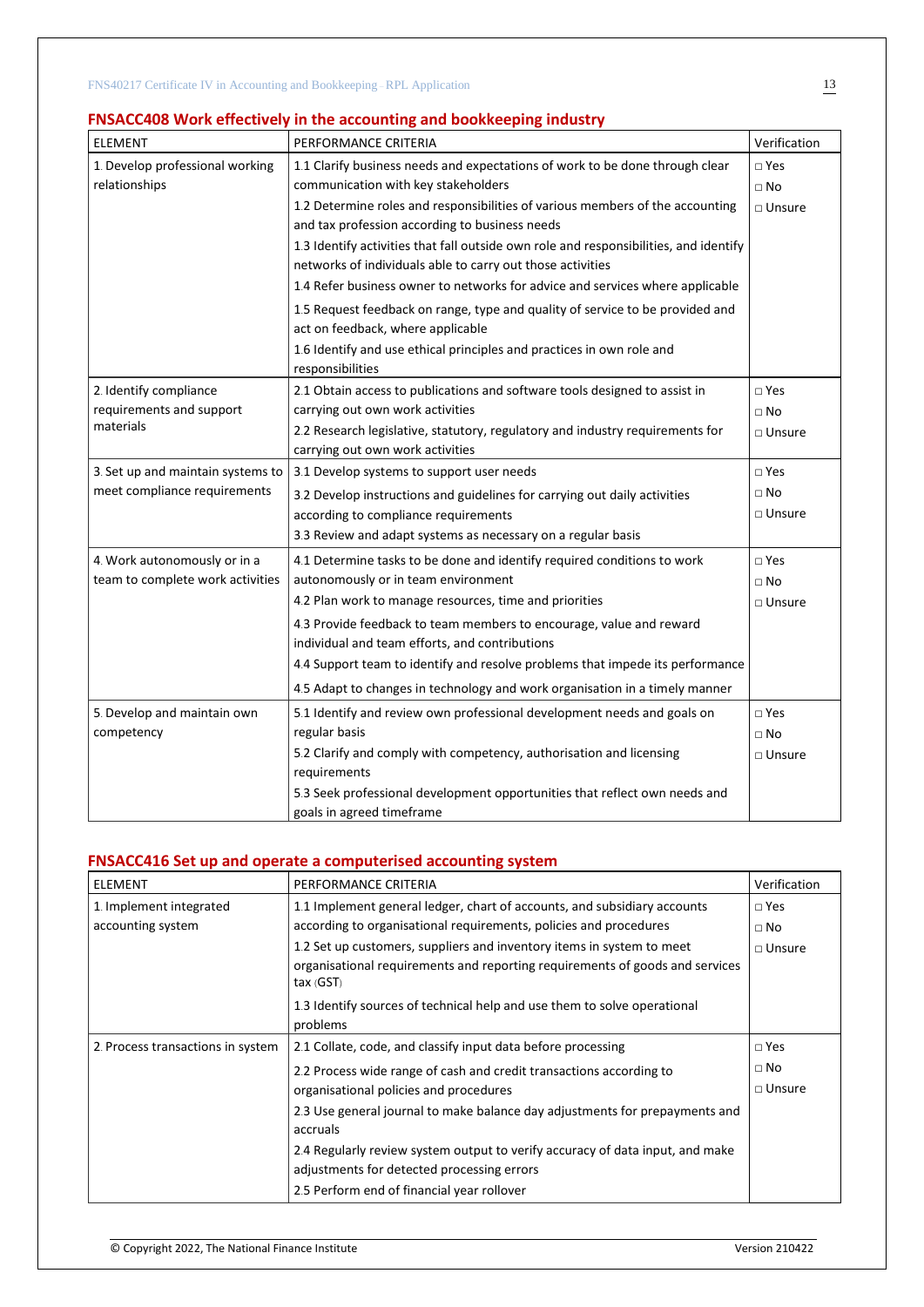## FNSACC408 Work effectively in the accounting and bookkeeping industry

| ELEMENT | PERFORMANCE CRITERIA | Verification |
|---|---|---|
| 1. Develop professional working relationships | 1.1 Clarify business needs and expectations of work to be done through clear communication with key stakeholders<br>1.2 Determine roles and responsibilities of various members of the accounting and tax profession according to business needs<br>1.3 Identify activities that fall outside own role and responsibilities, and identify networks of individuals able to carry out those activities<br>1.4 Refer business owner to networks for advice and services where applicable<br>1.5 Request feedback on range, type and quality of service to be provided and act on feedback, where applicable<br>1.6 Identify and use ethical principles and practices in own role and responsibilities | □ Yes<br>□ No<br>□ Unsure |
| 2. Identify compliance requirements and support materials | 2.1 Obtain access to publications and software tools designed to assist in carrying out own work activities<br>2.2 Research legislative, statutory, regulatory and industry requirements for carrying out own work activities | □ Yes<br>□ No<br>□ Unsure |
| 3. Set up and maintain systems to meet compliance requirements | 3.1 Develop systems to support user needs<br>3.2 Develop instructions and guidelines for carrying out daily activities according to compliance requirements<br>3.3 Review and adapt systems as necessary on a regular basis | □ Yes<br>□ No<br>□ Unsure |
| 4. Work autonomously or in a team to complete work activities | 4.1 Determine tasks to be done and identify required conditions to work autonomously or in team environment<br>4.2 Plan work to manage resources, time and priorities<br>4.3 Provide feedback to team members to encourage, value and reward individual and team efforts, and contributions<br>4.4 Support team to identify and resolve problems that impede its performance<br>4.5 Adapt to changes in technology and work organisation in a timely manner | □ Yes<br>□ No<br>□ Unsure |
| 5. Develop and maintain own competency | 5.1 Identify and review own professional development needs and goals on regular basis<br>5.2 Clarify and comply with competency, authorisation and licensing requirements<br>5.3 Seek professional development opportunities that reflect own needs and goals in agreed timeframe | □ Yes<br>□ No<br>□ Unsure |

## FNSACC416 Set up and operate a computerised accounting system

| ELEMENT | PERFORMANCE CRITERIA | Verification |
|---|---|---|
| 1. Implement integrated accounting system | 1.1 Implement general ledger, chart of accounts, and subsidiary accounts according to organisational requirements, policies and procedures<br>1.2 Set up customers, suppliers and inventory items in system to meet organisational requirements and reporting requirements of goods and services tax (GST)<br>1.3 Identify sources of technical help and use them to solve operational problems | □ Yes<br>□ No<br>□ Unsure |
| 2. Process transactions in system | 2.1 Collate, code, and classify input data before processing<br>2.2 Process wide range of cash and credit transactions according to organisational policies and procedures<br>2.3 Use general journal to make balance day adjustments for prepayments and accruals<br>2.4 Regularly review system output to verify accuracy of data input, and make adjustments for detected processing errors<br>2.5 Perform end of financial year rollover | □ Yes<br>□ No<br>□ Unsure |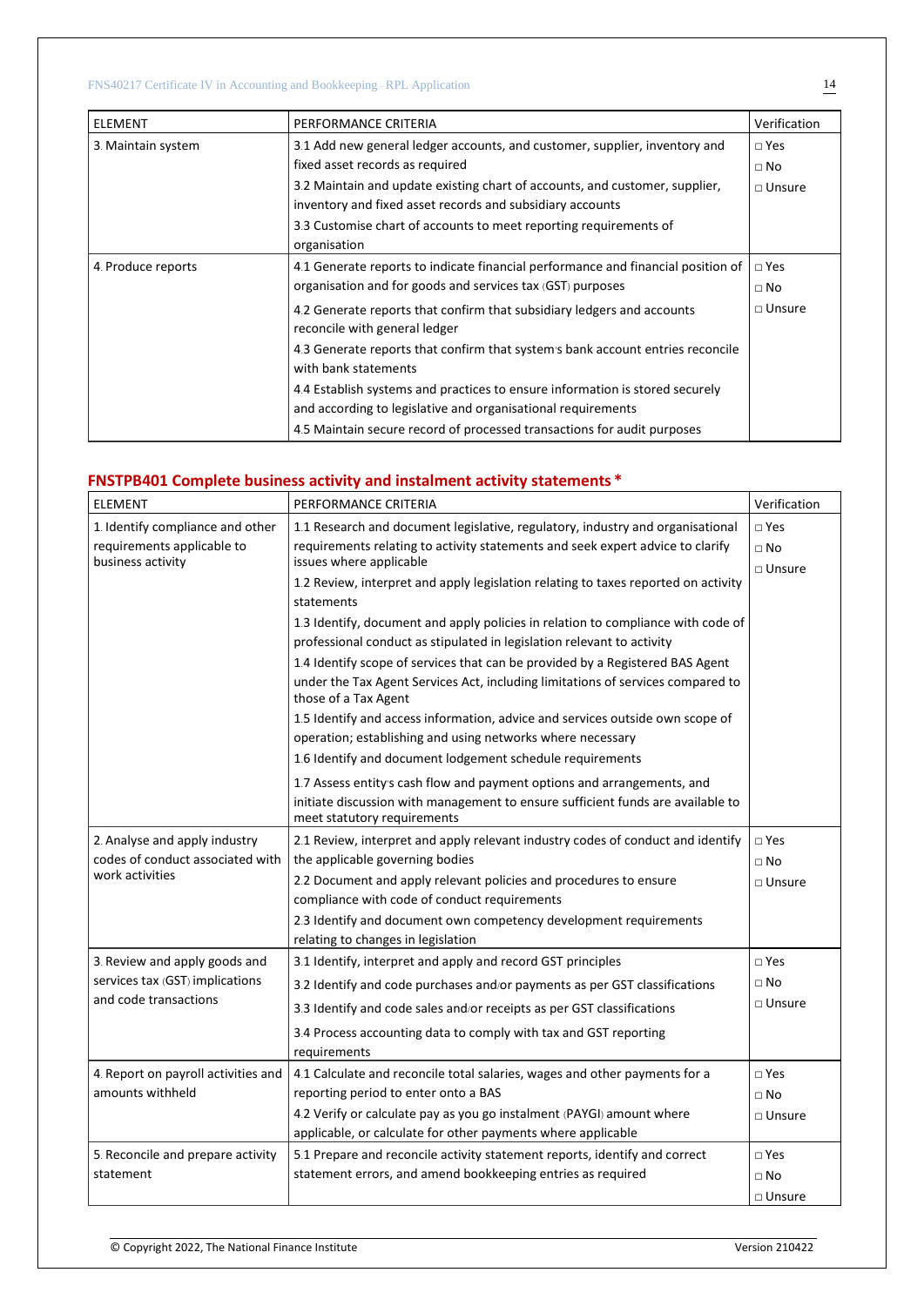| ELEMENT | PERFORMANCE CRITERIA | Verification |
|---|---|---|
| 3. Maintain system | 3.1 Add new general ledger accounts, and customer, supplier, inventory and fixed asset records as required<br>3.2 Maintain and update existing chart of accounts, and customer, supplier, inventory and fixed asset records and subsidiary accounts<br>3.3 Customise chart of accounts to meet reporting requirements of organisation | □ Yes<br>□ No<br>□ Unsure |
| 4. Produce reports | 4.1 Generate reports to indicate financial performance and financial position of organisation and for goods and services tax (GST) purposes<br>4.2 Generate reports that confirm that subsidiary ledgers and accounts reconcile with general ledger<br>4.3 Generate reports that confirm that system's bank account entries reconcile with bank statements<br>4.4 Establish systems and practices to ensure information is stored securely and according to legislative and organisational requirements<br>4.5 Maintain secure record of processed transactions for audit purposes | □ Yes<br>□ No<br>□ Unsure |

## FNSTPB401 Complete business activity and instalment activity statements *

| ELEMENT | PERFORMANCE CRITERIA | Verification |
|---|---|---|
| 1. Identify compliance and other requirements applicable to business activity | 1.1 Research and document legislative, regulatory, industry and organisational requirements relating to activity statements and seek expert advice to clarify issues where applicable<br>1.2 Review, interpret and apply legislation relating to taxes reported on activity statements<br>1.3 Identify, document and apply policies in relation to compliance with code of professional conduct as stipulated in legislation relevant to activity<br>1.4 Identify scope of services that can be provided by a Registered BAS Agent under the Tax Agent Services Act, including limitations of services compared to those of a Tax Agent<br>1.5 Identify and access information, advice and services outside own scope of operation; establishing and using networks where necessary<br>1.6 Identify and document lodgement schedule requirements<br>1.7 Assess entity's cash flow and payment options and arrangements, and initiate discussion with management to ensure sufficient funds are available to meet statutory requirements | □ Yes<br>□ No<br>□ Unsure |
| 2. Analyse and apply industry codes of conduct associated with work activities | 2.1 Review, interpret and apply relevant industry codes of conduct and identify the applicable governing bodies<br>2.2 Document and apply relevant policies and procedures to ensure compliance with code of conduct requirements<br>2.3 Identify and document own competency development requirements relating to changes in legislation | □ Yes<br>□ No<br>□ Unsure |
| 3. Review and apply goods and services tax (GST) implications and code transactions | 3.1 Identify, interpret and apply and record GST principles<br>3.2 Identify and code purchases and/or payments as per GST classifications<br>3.3 Identify and code sales and/or receipts as per GST classifications<br>3.4 Process accounting data to comply with tax and GST reporting requirements | □ Yes<br>□ No<br>□ Unsure |
| 4. Report on payroll activities and amounts withheld | 4.1 Calculate and reconcile total salaries, wages and other payments for a reporting period to enter onto a BAS<br>4.2 Verify or calculate pay as you go instalment (PAYGI) amount where applicable, or calculate for other payments where applicable | □ Yes<br>□ No<br>□ Unsure |
| 5. Reconcile and prepare activity statement | 5.1 Prepare and reconcile activity statement reports, identify and correct statement errors, and amend bookkeeping entries as required | □ Yes<br>□ No<br>□ Unsure |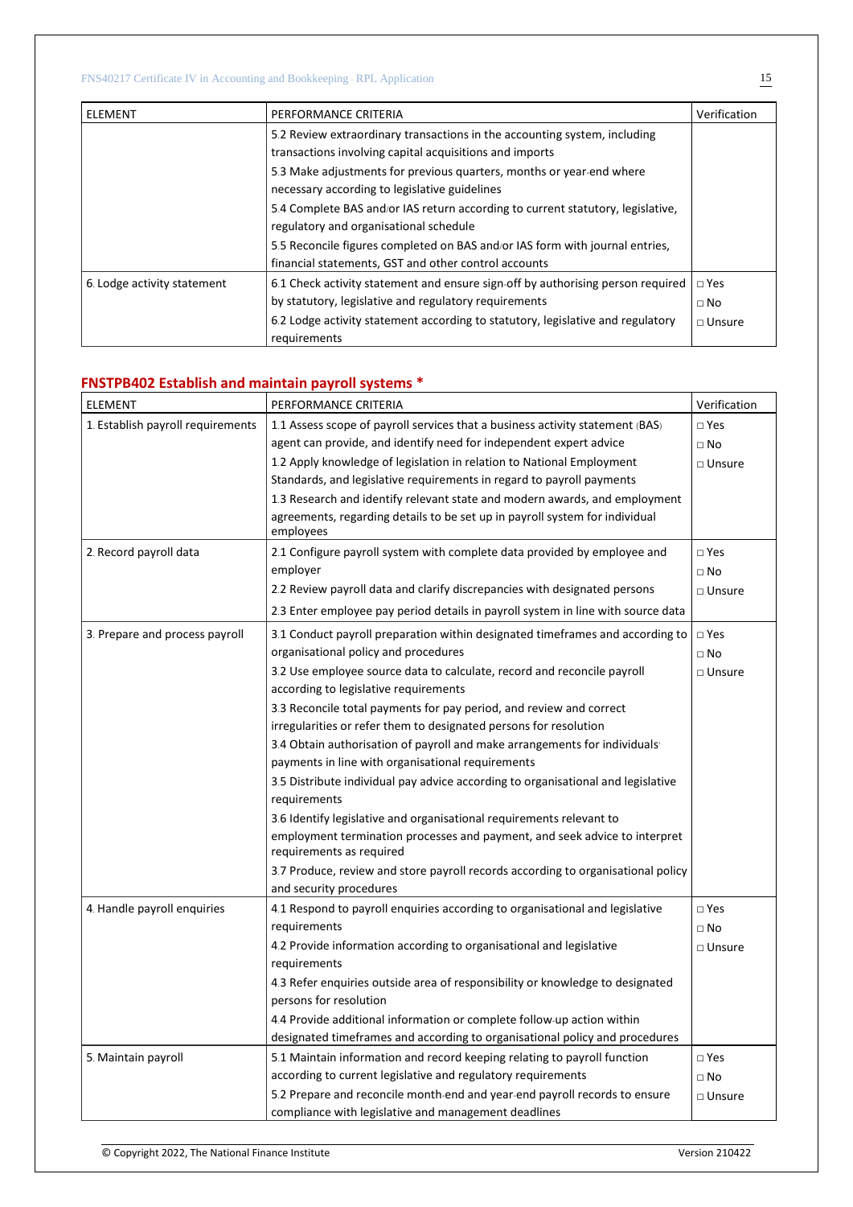| ELEMENT | PERFORMANCE CRITERIA | Verification |
|---|---|---|
| | 5.2 Review extraordinary transactions in the accounting system, including transactions involving capital acquisitions and imports<br>5.3 Make adjustments for previous quarters, months or year-end where necessary according to legislative guidelines<br>5.4 Complete BAS and/or IAS return according to current statutory, legislative, regulatory and organisational schedule<br>5.5 Reconcile figures completed on BAS and/or IAS form with journal entries, financial statements, GST and other control accounts | |
| 6. Lodge activity statement | 6.1 Check activity statement and ensure sign-off by authorising person required by statutory, legislative and regulatory requirements<br>6.2 Lodge activity statement according to statutory, legislative and regulatory requirements | □ Yes<br>□ No<br>□ Unsure |

## FNSTPB402 Establish and maintain payroll systems *

| ELEMENT | PERFORMANCE CRITERIA | Verification |
|---|---|---|
| 1. Establish payroll requirements | 1.1 Assess scope of payroll services that a business activity statement (BAS) agent can provide, and identify need for independent expert advice<br>1.2 Apply knowledge of legislation in relation to National Employment Standards, and legislative requirements in regard to payroll payments<br>1.3 Research and identify relevant state and modern awards, and employment agreements, regarding details to be set up in payroll system for individual employees | □ Yes<br>□ No<br>□ Unsure |
| 2. Record payroll data | 2.1 Configure payroll system with complete data provided by employee and employer<br>2.2 Review payroll data and clarify discrepancies with designated persons<br>2.3 Enter employee pay period details in payroll system in line with source data | □ Yes<br>□ No<br>□ Unsure |
| 3. Prepare and process payroll | 3.1 Conduct payroll preparation within designated timeframes and according to organisational policy and procedures<br>3.2 Use employee source data to calculate, record and reconcile payroll according to legislative requirements<br>3.3 Reconcile total payments for pay period, and review and correct irregularities or refer them to designated persons for resolution<br>3.4 Obtain authorisation of payroll and make arrangements for individuals' payments in line with organisational requirements<br>3.5 Distribute individual pay advice according to organisational and legislative requirements<br>3.6 Identify legislative and organisational requirements relevant to employment termination processes and payment, and seek advice to interpret requirements as required<br>3.7 Produce, review and store payroll records according to organisational policy and security procedures | □ Yes<br>□ No<br>□ Unsure |
| 4. Handle payroll enquiries | 4.1 Respond to payroll enquiries according to organisational and legislative requirements<br>4.2 Provide information according to organisational and legislative requirements<br>4.3 Refer enquiries outside area of responsibility or knowledge to designated persons for resolution<br>4.4 Provide additional information or complete follow-up action within designated timeframes and according to organisational policy and procedures | □ Yes<br>□ No<br>□ Unsure |
| 5. Maintain payroll | 5.1 Maintain information and record keeping relating to payroll function according to current legislative and regulatory requirements<br>5.2 Prepare and reconcile month-end and year-end payroll records to ensure compliance with legislative and management deadlines | □ Yes<br>□ No<br>□ Unsure |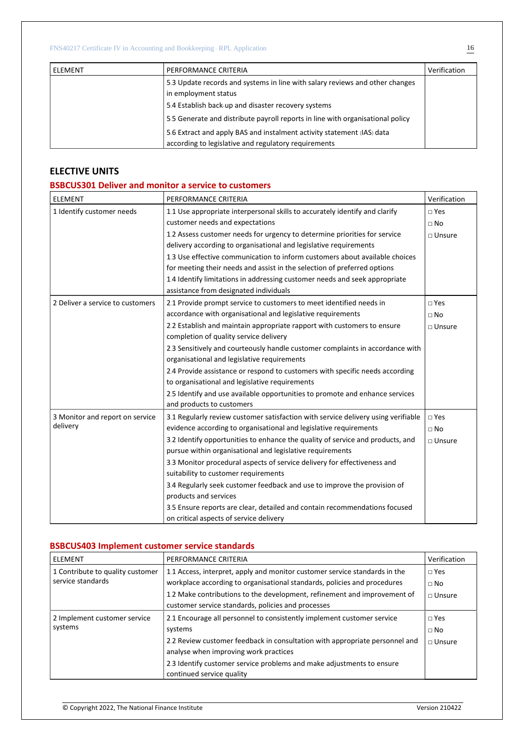| ELEMENT | PERFORMANCE CRITERIA | Verification |
|---|---|---|
| | 5.3 Update records and systems in line with salary reviews and other changes in employment status<br>5.4 Establish back-up and disaster recovery systems<br>5.5 Generate and distribute payroll reports in line with organisational policy<br>5.6 Extract and apply BAS and instalment activity statement (IAS) data according to legislative and regulatory requirements | |

## ELECTIVE UNITS

### BSBCUS301 Deliver and monitor a service to customers

| ELEMENT | PERFORMANCE CRITERIA | Verification |
|---|---|---|
| 1 Identify customer needs | 1.1 Use appropriate interpersonal skills to accurately identify and clarify customer needs and expectations<br>1.2 Assess customer needs for urgency to determine priorities for service delivery according to organisational and legislative requirements<br>1.3 Use effective communication to inform customers about available choices for meeting their needs and assist in the selection of preferred options<br>1.4 Identify limitations in addressing customer needs and seek appropriate assistance from designated individuals | □ Yes<br>□ No<br>□ Unsure |
| 2 Deliver a service to customers | 2.1 Provide prompt service to customers to meet identified needs in accordance with organisational and legislative requirements<br>2.2 Establish and maintain appropriate rapport with customers to ensure completion of quality service delivery<br>2.3 Sensitively and courteously handle customer complaints in accordance with organisational and legislative requirements<br>2.4 Provide assistance or respond to customers with specific needs according to organisational and legislative requirements<br>2.5 Identify and use available opportunities to promote and enhance services and products to customers | □ Yes<br>□ No<br>□ Unsure |
| 3 Monitor and report on service delivery | 3.1 Regularly review customer satisfaction with service delivery using verifiable evidence according to organisational and legislative requirements<br>3.2 Identify opportunities to enhance the quality of service and products, and pursue within organisational and legislative requirements<br>3.3 Monitor procedural aspects of service delivery for effectiveness and suitability to customer requirements<br>3.4 Regularly seek customer feedback and use to improve the provision of products and services<br>3.5 Ensure reports are clear, detailed and contain recommendations focused on critical aspects of service delivery | □ Yes<br>□ No<br>□ Unsure |

### BSBCUS403 Implement customer service standards

| ELEMENT | PERFORMANCE CRITERIA | Verification |
|---|---|---|
| 1 Contribute to quality customer service standards | 1.1 Access, interpret, apply and monitor customer service standards in the workplace according to organisational standards, policies and procedures<br>1.2 Make contributions to the development, refinement and improvement of customer service standards, policies and processes | □ Yes<br>□ No<br>□ Unsure |
| 2 Implement customer service systems | 2.1 Encourage all personnel to consistently implement customer service systems<br>2.2 Review customer feedback in consultation with appropriate personnel and analyse when improving work practices<br>2.3 Identify customer service problems and make adjustments to ensure continued service quality | □ Yes<br>□ No<br>□ Unsure |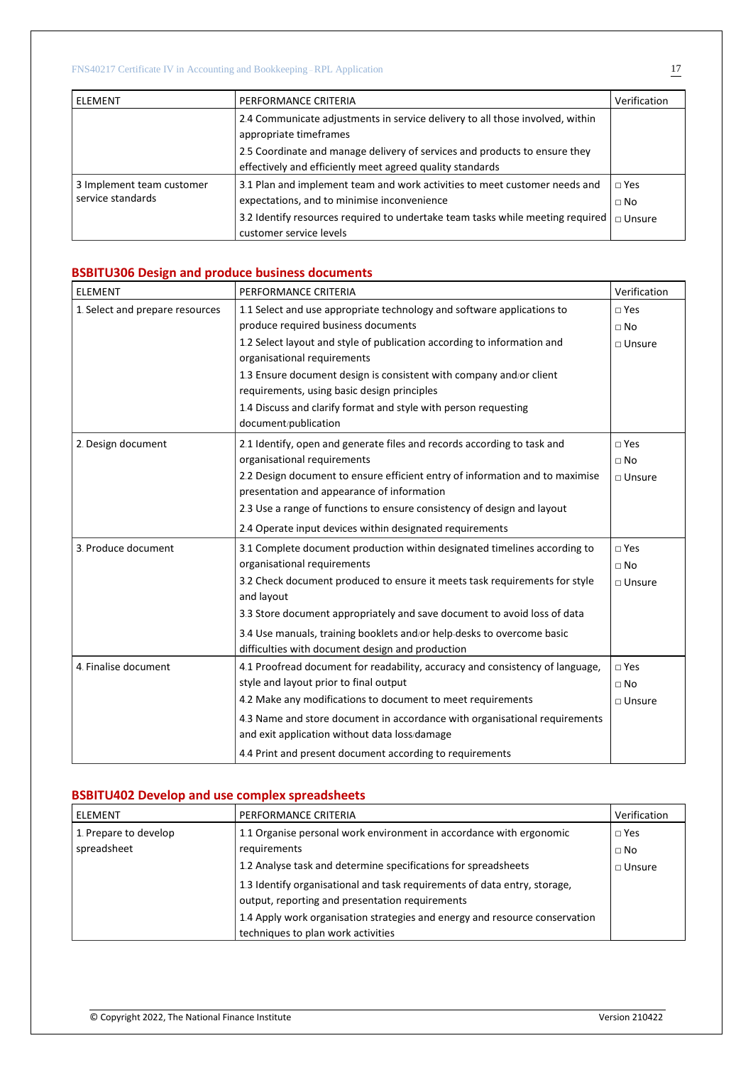| ELEMENT | PERFORMANCE CRITERIA | Verification |
| --- | --- | --- |
| | 2.4 Communicate adjustments in service delivery to all those involved, within appropriate timeframes<br>2.5 Coordinate and manage delivery of services and products to ensure they effectively and efficiently meet agreed quality standards | |
| 3 Implement team customer service standards | 3.1 Plan and implement team and work activities to meet customer needs and expectations, and to minimise inconvenience<br>3.2 Identify resources required to undertake team tasks while meeting required customer service levels | □ Yes<br>□ No<br>□ Unsure |

## BSBITU306 Design and produce business documents

| ELEMENT | PERFORMANCE CRITERIA | Verification |
| --- | --- | --- |
| 1. Select and prepare resources | 1.1 Select and use appropriate technology and software applications to produce required business documents<br>1.2 Select layout and style of publication according to information and organisational requirements<br>1.3 Ensure document design is consistent with company and/or client requirements, using basic design principles<br>1.4 Discuss and clarify format and style with person requesting document/publication | □ Yes<br>□ No<br>□ Unsure |
| 2. Design document | 2.1 Identify, open and generate files and records according to task and organisational requirements<br>2.2 Design document to ensure efficient entry of information and to maximise presentation and appearance of information<br>2.3 Use a range of functions to ensure consistency of design and layout<br>2.4 Operate input devices within designated requirements | □ Yes<br>□ No<br>□ Unsure |
| 3. Produce document | 3.1 Complete document production within designated timelines according to organisational requirements<br>3.2 Check document produced to ensure it meets task requirements for style and layout<br>3.3 Store document appropriately and save document to avoid loss of data<br>3.4 Use manuals, training booklets and/or help-desks to overcome basic difficulties with document design and production | □ Yes<br>□ No<br>□ Unsure |
| 4. Finalise document | 4.1 Proofread document for readability, accuracy and consistency of language, style and layout prior to final output<br>4.2 Make any modifications to document to meet requirements<br>4.3 Name and store document in accordance with organisational requirements and exit application without data loss/damage<br>4.4 Print and present document according to requirements | □ Yes<br>□ No<br>□ Unsure |

## BSBITU402 Develop and use complex spreadsheets

| ELEMENT | PERFORMANCE CRITERIA | Verification |
| --- | --- | --- |
| 1. Prepare to develop spreadsheet | 1.1 Organise personal work environment in accordance with ergonomic requirements<br>1.2 Analyse task and determine specifications for spreadsheets<br>1.3 Identify organisational and task requirements of data entry, storage, output, reporting and presentation requirements<br>1.4 Apply work organisation strategies and energy and resource conservation techniques to plan work activities | □ Yes<br>□ No<br>□ Unsure |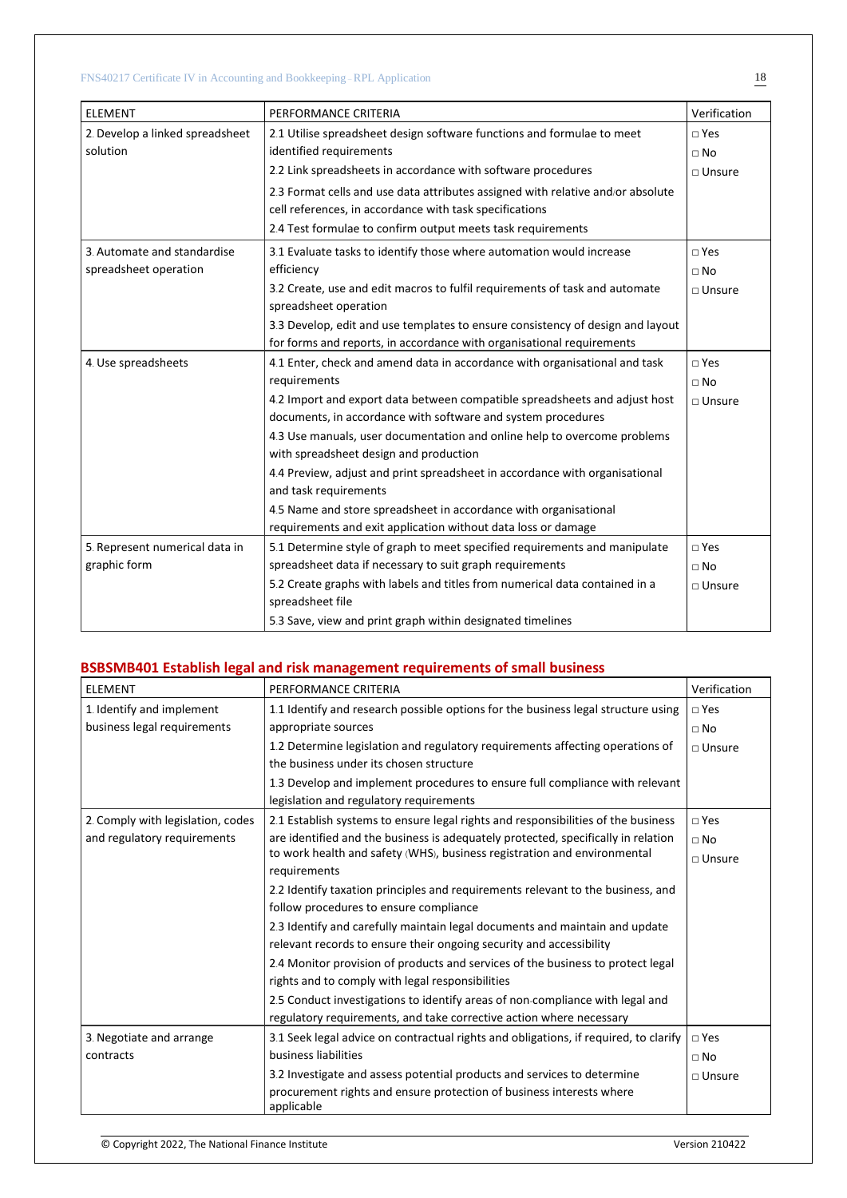| ELEMENT | PERFORMANCE CRITERIA | Verification |
| --- | --- | --- |
| 2. Develop a linked spreadsheet solution | 2.1 Utilise spreadsheet design software functions and formulae to meet identified requirements<br>2.2 Link spreadsheets in accordance with software procedures<br>2.3 Format cells and use data attributes assigned with relative and/or absolute cell references, in accordance with task specifications<br>2.4 Test formulae to confirm output meets task requirements | □ Yes<br>□ No<br>□ Unsure |
| 3. Automate and standardise spreadsheet operation | 3.1 Evaluate tasks to identify those where automation would increase efficiency<br>3.2 Create, use and edit macros to fulfil requirements of task and automate spreadsheet operation<br>3.3 Develop, edit and use templates to ensure consistency of design and layout for forms and reports, in accordance with organisational requirements | □ Yes<br>□ No<br>□ Unsure |
| 4. Use spreadsheets | 4.1 Enter, check and amend data in accordance with organisational and task requirements<br>4.2 Import and export data between compatible spreadsheets and adjust host documents, in accordance with software and system procedures<br>4.3 Use manuals, user documentation and online help to overcome problems with spreadsheet design and production<br>4.4 Preview, adjust and print spreadsheet in accordance with organisational and task requirements<br>4.5 Name and store spreadsheet in accordance with organisational requirements and exit application without data loss or damage | □ Yes<br>□ No<br>□ Unsure |
| 5. Represent numerical data in graphic form | 5.1 Determine style of graph to meet specified requirements and manipulate spreadsheet data if necessary to suit graph requirements<br>5.2 Create graphs with labels and titles from numerical data contained in a spreadsheet file<br>5.3 Save, view and print graph within designated timelines | □ Yes<br>□ No<br>□ Unsure |

## BSBSMB401 Establish legal and risk management requirements of small business

| ELEMENT | PERFORMANCE CRITERIA | Verification |
| --- | --- | --- |
| 1. Identify and implement business legal requirements | 1.1 Identify and research possible options for the business legal structure using appropriate sources<br>1.2 Determine legislation and regulatory requirements affecting operations of the business under its chosen structure<br>1.3 Develop and implement procedures to ensure full compliance with relevant legislation and regulatory requirements | □ Yes<br>□ No<br>□ Unsure |
| 2. Comply with legislation, codes and regulatory requirements | 2.1 Establish systems to ensure legal rights and responsibilities of the business are identified and the business is adequately protected, specifically in relation to work health and safety (WHS), business registration and environmental requirements<br>2.2 Identify taxation principles and requirements relevant to the business, and follow procedures to ensure compliance<br>2.3 Identify and carefully maintain legal documents and maintain and update relevant records to ensure their ongoing security and accessibility<br>2.4 Monitor provision of products and services of the business to protect legal rights and to comply with legal responsibilities<br>2.5 Conduct investigations to identify areas of non-compliance with legal and regulatory requirements, and take corrective action where necessary | □ Yes<br>□ No<br>□ Unsure |
| 3. Negotiate and arrange contracts | 3.1 Seek legal advice on contractual rights and obligations, if required, to clarify business liabilities<br>3.2 Investigate and assess potential products and services to determine procurement rights and ensure protection of business interests where applicable | □ Yes<br>□ No<br>□ Unsure |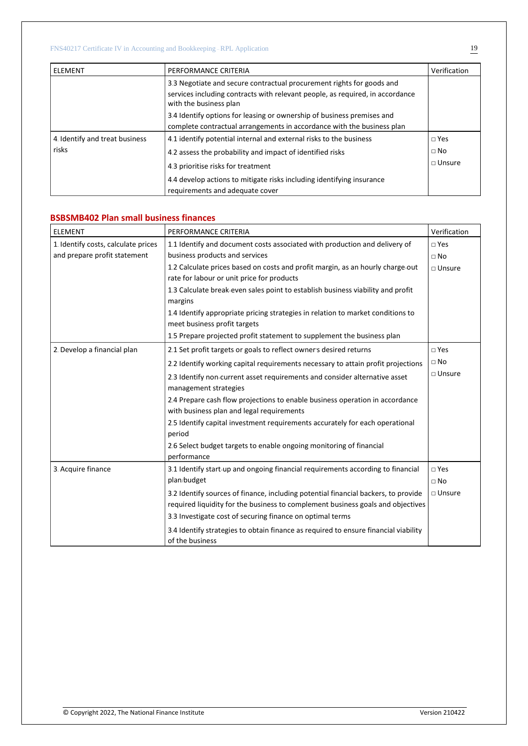| ELEMENT | PERFORMANCE CRITERIA | Verification |
|---|---|---|
| | 3.3 Negotiate and secure contractual procurement rights for goods and services including contracts with relevant people, as required, in accordance with the business plan<br>3.4 Identify options for leasing or ownership of business premises and complete contractual arrangements in accordance with the business plan | |
| 4. Identify and treat business risks | 4.1 identify potential internal and external risks to the business<br>4.2 assess the probability and impact of identified risks<br>4.3 prioritise risks for treatment<br>4.4 develop actions to mitigate risks including identifying insurance requirements and adequate cover | □ Yes<br>□ No<br>□ Unsure |

## BSBSMB402 Plan small business finances

| ELEMENT | PERFORMANCE CRITERIA | Verification |
|---|---|---|
| 1. Identify costs, calculate prices and prepare profit statement | 1.1 Identify and document costs associated with production and delivery of business products and services<br>1.2 Calculate prices based on costs and profit margin, as an hourly charge-out rate for labour or unit price for products<br>1.3 Calculate break-even sales point to establish business viability and profit margins<br>1.4 Identify appropriate pricing strategies in relation to market conditions to meet business profit targets<br>1.5 Prepare projected profit statement to supplement the business plan | □ Yes<br>□ No<br>□ Unsure |
| 2. Develop a financial plan | 2.1 Set profit targets or goals to reflect owner's desired returns<br>2.2 Identify working capital requirements necessary to attain profit projections<br>2.3 Identify non-current asset requirements and consider alternative asset management strategies<br>2.4 Prepare cash flow projections to enable business operation in accordance with business plan and legal requirements<br>2.5 Identify capital investment requirements accurately for each operational period<br>2.6 Select budget targets to enable ongoing monitoring of financial performance | □ Yes<br>□ No<br>□ Unsure |
| 3. Acquire finance | 3.1 Identify start-up and ongoing financial requirements according to financial plan/budget<br>3.2 Identify sources of finance, including potential financial backers, to provide required liquidity for the business to complement business goals and objectives<br>3.3 Investigate cost of securing finance on optimal terms<br>3.4 Identify strategies to obtain finance as required to ensure financial viability of the business | □ Yes<br>□ No<br>□ Unsure |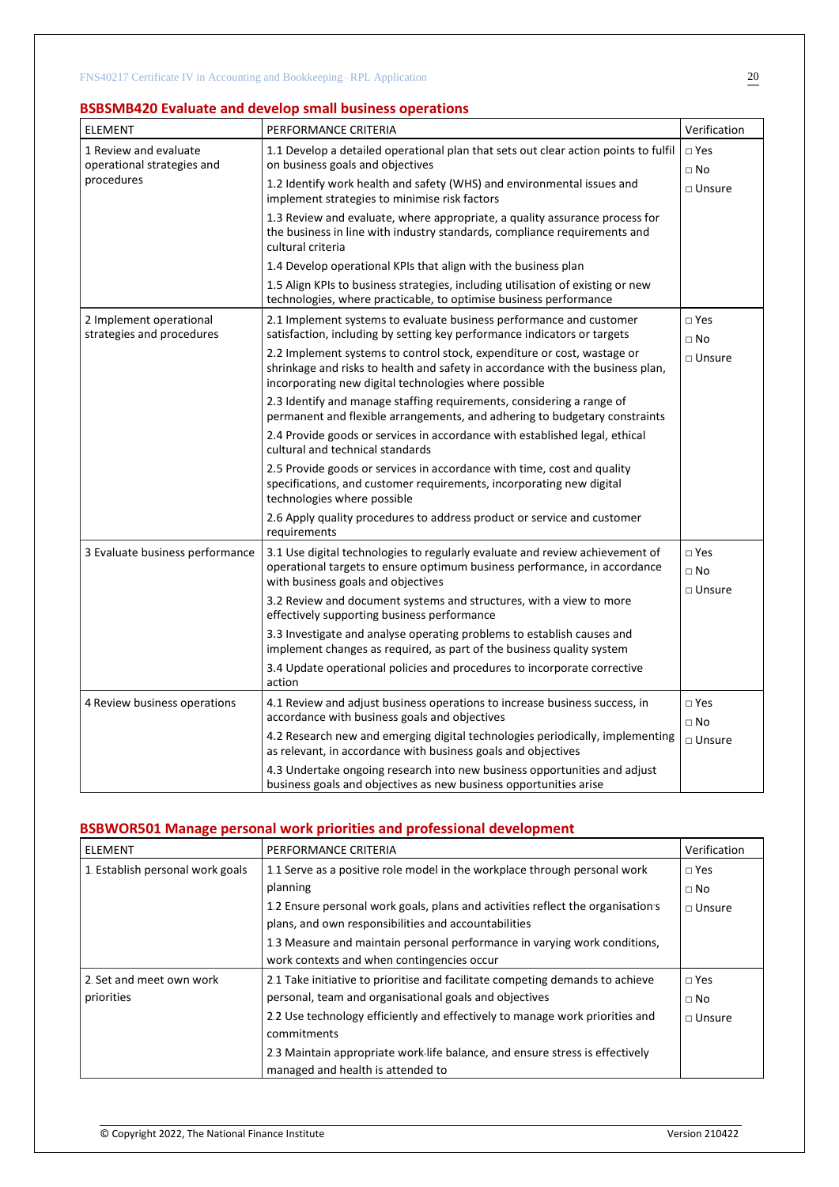## BSBSMB420 Evaluate and develop small business operations

| ELEMENT | PERFORMANCE CRITERIA | Verification |
|---|---|---|
| 1 Review and evaluate operational strategies and procedures | 1.1 Develop a detailed operational plan that sets out clear action points to fulfil on business goals and objectives<br>1.2 Identify work health and safety (WHS) and environmental issues and implement strategies to minimise risk factors<br>1.3 Review and evaluate, where appropriate, a quality assurance process for the business in line with industry standards, compliance requirements and cultural criteria<br>1.4 Develop operational KPIs that align with the business plan<br>1.5 Align KPIs to business strategies, including utilisation of existing or new technologies, where practicable, to optimise business performance | □ Yes<br>□ No<br>□ Unsure |
| 2 Implement operational strategies and procedures | 2.1 Implement systems to evaluate business performance and customer satisfaction, including by setting key performance indicators or targets<br>2.2 Implement systems to control stock, expenditure or cost, wastage or shrinkage and risks to health and safety in accordance with the business plan, incorporating new digital technologies where possible<br>2.3 Identify and manage staffing requirements, considering a range of permanent and flexible arrangements, and adhering to budgetary constraints<br>2.4 Provide goods or services in accordance with established legal, ethical cultural and technical standards<br>2.5 Provide goods or services in accordance with time, cost and quality specifications, and customer requirements, incorporating new digital technologies where possible<br>2.6 Apply quality procedures to address product or service and customer requirements | □ Yes<br>□ No<br>□ Unsure |
| 3 Evaluate business performance | 3.1 Use digital technologies to regularly evaluate and review achievement of operational targets to ensure optimum business performance, in accordance with business goals and objectives<br>3.2 Review and document systems and structures, with a view to more effectively supporting business performance<br>3.3 Investigate and analyse operating problems to establish causes and implement changes as required, as part of the business quality system<br>3.4 Update operational policies and procedures to incorporate corrective action | □ Yes<br>□ No<br>□ Unsure |
| 4 Review business operations | 4.1 Review and adjust business operations to increase business success, in accordance with business goals and objectives<br>4.2 Research new and emerging digital technologies periodically, implementing as relevant, in accordance with business goals and objectives<br>4.3 Undertake ongoing research into new business opportunities and adjust business goals and objectives as new business opportunities arise | □ Yes<br>□ No<br>□ Unsure |

## BSBWOR501 Manage personal work priorities and professional development

| ELEMENT | PERFORMANCE CRITERIA | Verification |
|---|---|---|
| 1. Establish personal work goals | 1.1 Serve as a positive role model in the workplace through personal work planning<br>1.2 Ensure personal work goals, plans and activities reflect the organisation's plans, and own responsibilities and accountabilities<br>1.3 Measure and maintain personal performance in varying work conditions, work contexts and when contingencies occur | □ Yes<br>□ No<br>□ Unsure |
| 2. Set and meet own work priorities | 2.1 Take initiative to prioritise and facilitate competing demands to achieve personal, team and organisational goals and objectives<br>2.2 Use technology efficiently and effectively to manage work priorities and commitments<br>2.3 Maintain appropriate work-life balance, and ensure stress is effectively managed and health is attended to | □ Yes<br>□ No<br>□ Unsure |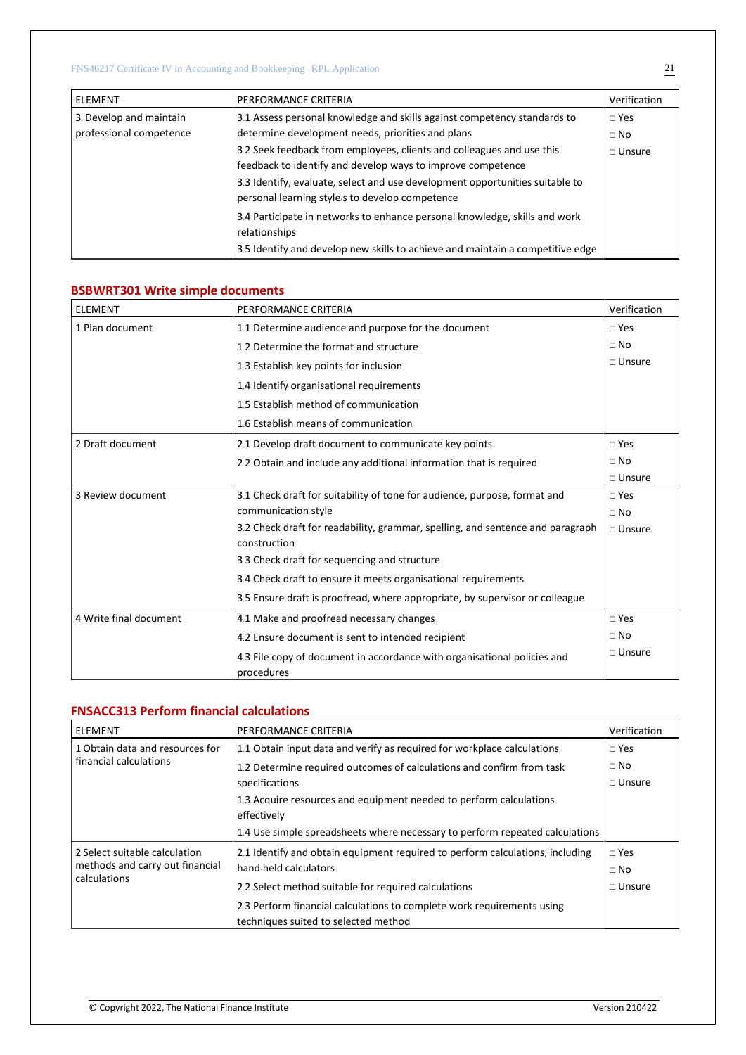| ELEMENT | PERFORMANCE CRITERIA | Verification |
| --- | --- | --- |
| 3. Develop and maintain professional competence | 3.1 Assess personal knowledge and skills against competency standards to determine development needs, priorities and plans<br>3.2 Seek feedback from employees, clients and colleagues and use this feedback to identify and develop ways to improve competence<br>3.3 Identify, evaluate, select and use development opportunities suitable to personal learning style/s to develop competence<br>3.4 Participate in networks to enhance personal knowledge, skills and work relationships<br>3.5 Identify and develop new skills to achieve and maintain a competitive edge | □ Yes<br>□ No<br>□ Unsure |

## BSBWRT301 Write simple documents

| ELEMENT | PERFORMANCE CRITERIA | Verification |
| --- | --- | --- |
| 1 Plan document | 1.1 Determine audience and purpose for the document<br>1.2 Determine the format and structure<br>1.3 Establish key points for inclusion<br>1.4 Identify organisational requirements<br>1.5 Establish method of communication<br>1.6 Establish means of communication | □ Yes<br>□ No<br>□ Unsure |
| 2 Draft document | 2.1 Develop draft document to communicate key points<br>2.2 Obtain and include any additional information that is required | □ Yes<br>□ No<br>□ Unsure |
| 3 Review document | 3.1 Check draft for suitability of tone for audience, purpose, format and communication style<br>3.2 Check draft for readability, grammar, spelling, and sentence and paragraph construction<br>3.3 Check draft for sequencing and structure<br>3.4 Check draft to ensure it meets organisational requirements<br>3.5 Ensure draft is proofread, where appropriate, by supervisor or colleague | □ Yes<br>□ No<br>□ Unsure |
| 4 Write final document | 4.1 Make and proofread necessary changes<br>4.2 Ensure document is sent to intended recipient<br>4.3 File copy of document in accordance with organisational policies and procedures | □ Yes<br>□ No<br>□ Unsure |

## FNSACC313 Perform financial calculations

| ELEMENT | PERFORMANCE CRITERIA | Verification |
| --- | --- | --- |
| 1 Obtain data and resources for financial calculations | 1.1 Obtain input data and verify as required for workplace calculations<br>1.2 Determine required outcomes of calculations and confirm from task specifications<br>1.3 Acquire resources and equipment needed to perform calculations effectively<br>1.4 Use simple spreadsheets where necessary to perform repeated calculations | □ Yes<br>□ No<br>□ Unsure |
| 2 Select suitable calculation methods and carry out financial calculations | 2.1 Identify and obtain equipment required to perform calculations, including hand-held calculators<br>2.2 Select method suitable for required calculations<br>2.3 Perform financial calculations to complete work requirements using techniques suited to selected method | □ Yes<br>□ No<br>□ Unsure |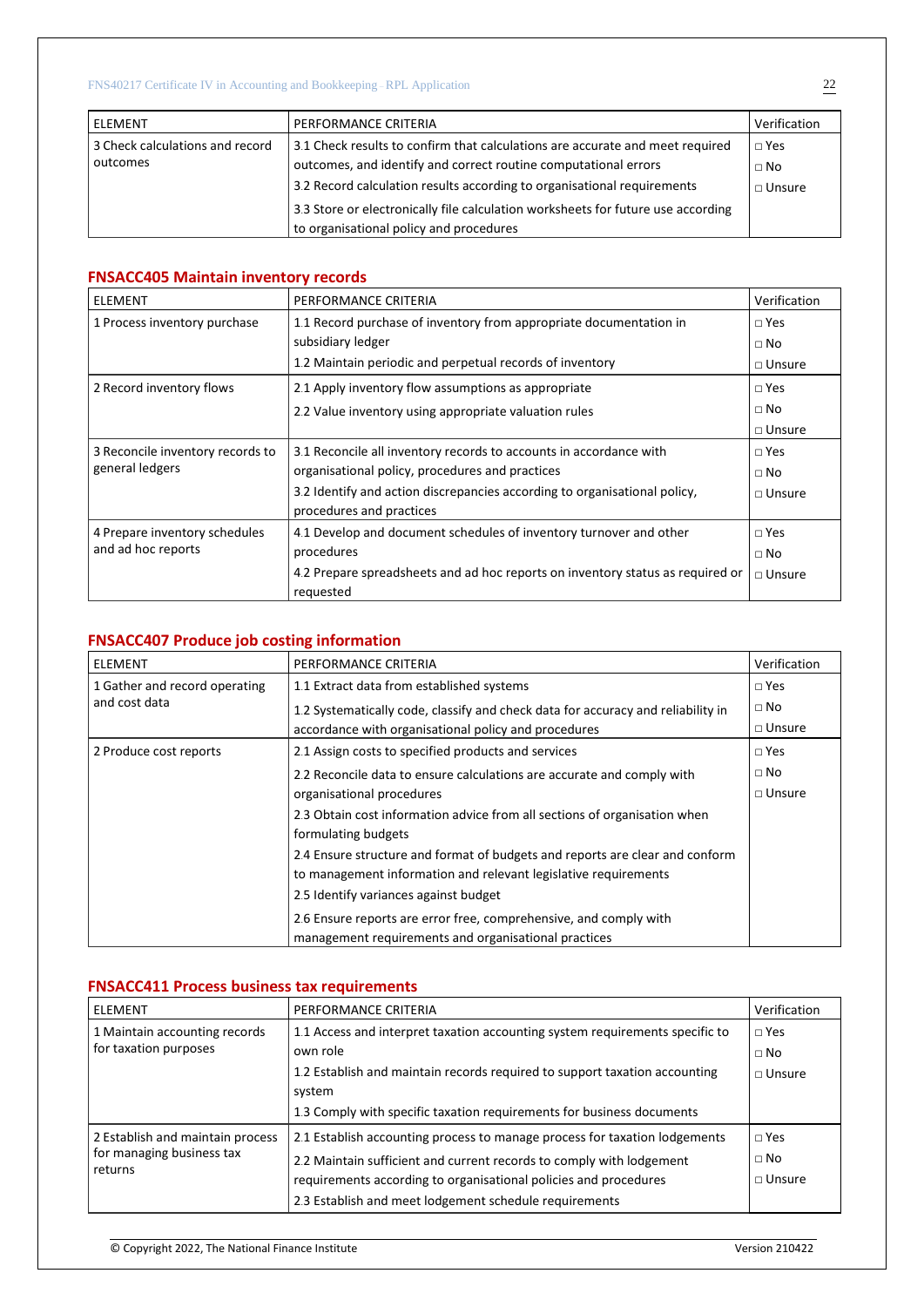| ELEMENT | PERFORMANCE CRITERIA | Verification |
|---|---|---|
| 3 Check calculations and record outcomes | 3.1 Check results to confirm that calculations are accurate and meet required outcomes, and identify and correct routine computational errors<br>3.2 Record calculation results according to organisational requirements<br>3.3 Store or electronically file calculation worksheets for future use according to organisational policy and procedures | □ Yes<br>□ No<br>□ Unsure |

## FNSACC405 Maintain inventory records

| ELEMENT | PERFORMANCE CRITERIA | Verification |
|---|---|---|
| 1 Process inventory purchase | 1.1 Record purchase of inventory from appropriate documentation in subsidiary ledger<br>1.2 Maintain periodic and perpetual records of inventory | □ Yes<br>□ No<br>□ Unsure |
| 2 Record inventory flows | 2.1 Apply inventory flow assumptions as appropriate<br>2.2 Value inventory using appropriate valuation rules | □ Yes<br>□ No<br>□ Unsure |
| 3 Reconcile inventory records to general ledgers | 3.1 Reconcile all inventory records to accounts in accordance with organisational policy, procedures and practices<br>3.2 Identify and action discrepancies according to organisational policy, procedures and practices | □ Yes<br>□ No<br>□ Unsure |
| 4 Prepare inventory schedules and ad hoc reports | 4.1 Develop and document schedules of inventory turnover and other procedures<br>4.2 Prepare spreadsheets and ad hoc reports on inventory status as required or requested | □ Yes<br>□ No<br>□ Unsure |

## FNSACC407 Produce job costing information

| ELEMENT | PERFORMANCE CRITERIA | Verification |
|---|---|---|
| 1 Gather and record operating and cost data | 1.1 Extract data from established systems<br>1.2 Systematically code, classify and check data for accuracy and reliability in accordance with organisational policy and procedures | □ Yes<br>□ No<br>□ Unsure |
| 2 Produce cost reports | 2.1 Assign costs to specified products and services<br>2.2 Reconcile data to ensure calculations are accurate and comply with organisational procedures<br>2.3 Obtain cost information advice from all sections of organisation when formulating budgets<br>2.4 Ensure structure and format of budgets and reports are clear and conform to management information and relevant legislative requirements<br>2.5 Identify variances against budget<br>2.6 Ensure reports are error free, comprehensive, and comply with management requirements and organisational practices | □ Yes<br>□ No<br>□ Unsure |

## FNSACC411 Process business tax requirements

| ELEMENT | PERFORMANCE CRITERIA | Verification |
|---|---|---|
| 1 Maintain accounting records for taxation purposes | 1.1 Access and interpret taxation accounting system requirements specific to own role<br>1.2 Establish and maintain records required to support taxation accounting system<br>1.3 Comply with specific taxation requirements for business documents | □ Yes<br>□ No<br>□ Unsure |
| 2 Establish and maintain process for managing business tax returns | 2.1 Establish accounting process to manage process for taxation lodgements<br>2.2 Maintain sufficient and current records to comply with lodgement requirements according to organisational policies and procedures<br>2.3 Establish and meet lodgement schedule requirements | □ Yes<br>□ No<br>□ Unsure |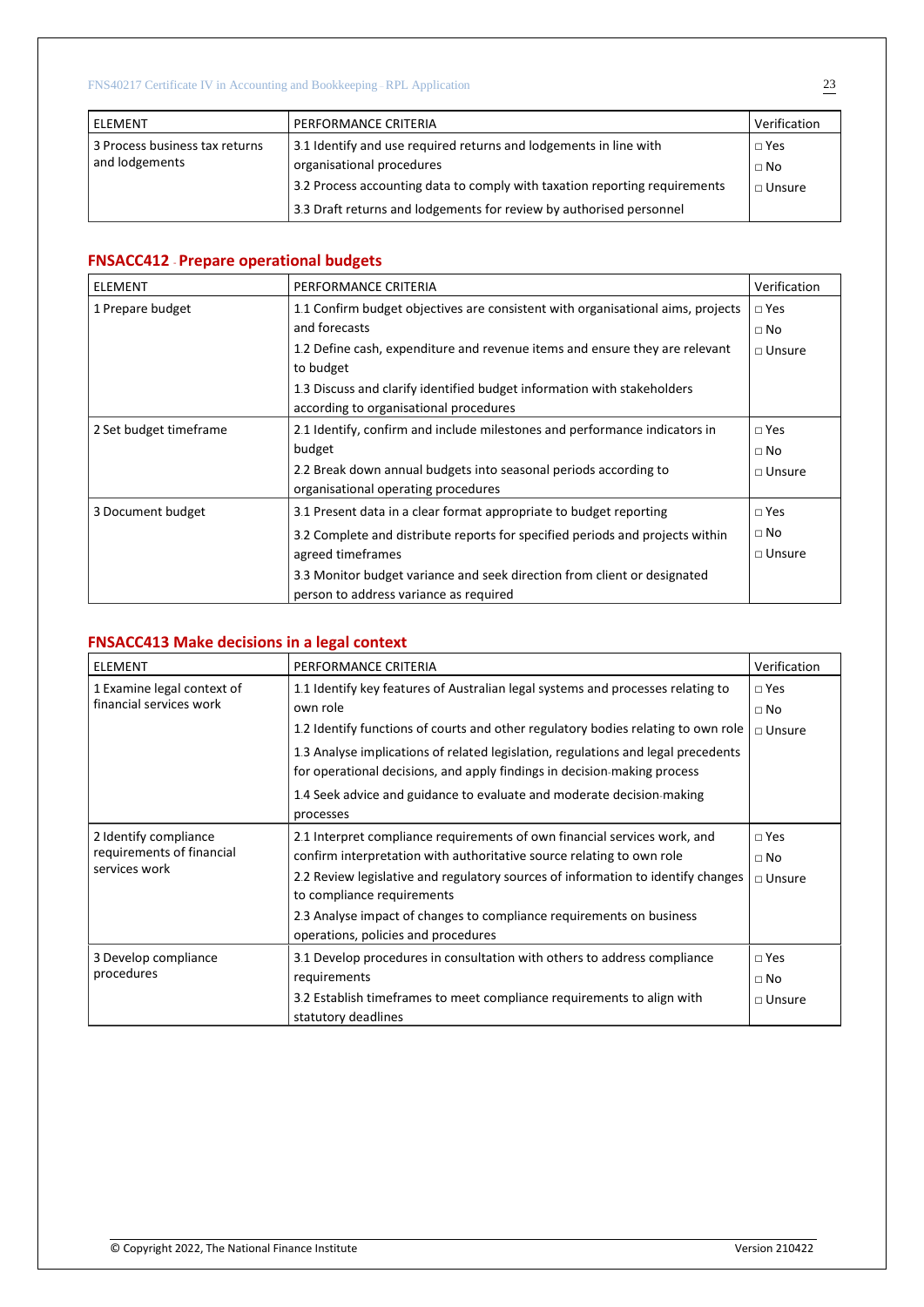| ELEMENT | PERFORMANCE CRITERIA | Verification |
|---|---|---|
| 3 Process business tax returns and lodgements | 3.1 Identify and use required returns and lodgements in line with organisational procedures<br>3.2 Process accounting data to comply with taxation reporting requirements<br>3.3 Draft returns and lodgements for review by authorised personnel | □ Yes<br>□ No<br>□ Unsure |

## FNSACC412 - Prepare operational budgets

| ELEMENT | PERFORMANCE CRITERIA | Verification |
|---|---|---|
| 1 Prepare budget | 1.1 Confirm budget objectives are consistent with organisational aims, projects and forecasts<br>1.2 Define cash, expenditure and revenue items and ensure they are relevant to budget<br>1.3 Discuss and clarify identified budget information with stakeholders according to organisational procedures | □ Yes<br>□ No<br>□ Unsure |
| 2 Set budget timeframe | 2.1 Identify, confirm and include milestones and performance indicators in budget<br>2.2 Break down annual budgets into seasonal periods according to organisational operating procedures | □ Yes<br>□ No<br>□ Unsure |
| 3 Document budget | 3.1 Present data in a clear format appropriate to budget reporting<br>3.2 Complete and distribute reports for specified periods and projects within agreed timeframes<br>3.3 Monitor budget variance and seek direction from client or designated person to address variance as required | □ Yes<br>□ No<br>□ Unsure |

## FNSACC413 Make decisions in a legal context

| ELEMENT | PERFORMANCE CRITERIA | Verification |
|---|---|---|
| 1 Examine legal context of financial services work | 1.1 Identify key features of Australian legal systems and processes relating to own role<br>1.2 Identify functions of courts and other regulatory bodies relating to own role<br>1.3 Analyse implications of related legislation, regulations and legal precedents for operational decisions, and apply findings in decision-making process<br>1.4 Seek advice and guidance to evaluate and moderate decision-making processes | □ Yes<br>□ No<br>□ Unsure |
| 2 Identify compliance requirements of financial services work | 2.1 Interpret compliance requirements of own financial services work, and confirm interpretation with authoritative source relating to own role<br>2.2 Review legislative and regulatory sources of information to identify changes to compliance requirements<br>2.3 Analyse impact of changes to compliance requirements on business operations, policies and procedures | □ Yes<br>□ No<br>□ Unsure |
| 3 Develop compliance procedures | 3.1 Develop procedures in consultation with others to address compliance requirements<br>3.2 Establish timeframes to meet compliance requirements to align with statutory deadlines | □ Yes<br>□ No<br>□ Unsure |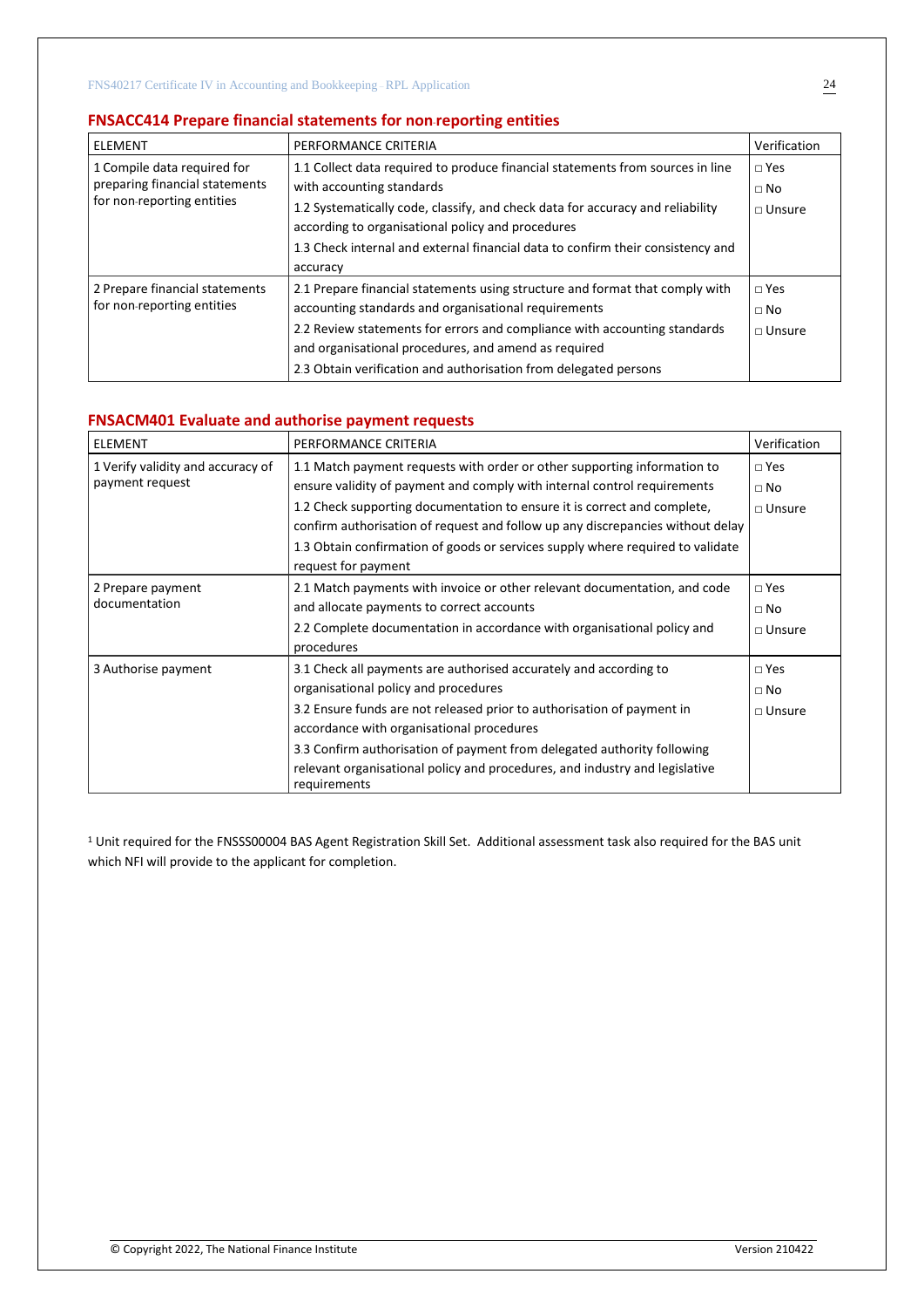## FNSACC414 Prepare financial statements for non-reporting entities

| ELEMENT | PERFORMANCE CRITERIA | Verification |
|---|---|---|
| 1 Compile data required for preparing financial statements for non-reporting entities | 1.1 Collect data required to produce financial statements from sources in line with accounting standards<br>1.2 Systematically code, classify, and check data for accuracy and reliability according to organisational policy and procedures<br>1.3 Check internal and external financial data to confirm their consistency and accuracy | □ Yes<br>□ No<br>□ Unsure |
| 2 Prepare financial statements for non-reporting entities | 2.1 Prepare financial statements using structure and format that comply with accounting standards and organisational requirements<br>2.2 Review statements for errors and compliance with accounting standards and organisational procedures, and amend as required<br>2.3 Obtain verification and authorisation from delegated persons | □ Yes<br>□ No<br>□ Unsure |

## FNSACM401 Evaluate and authorise payment requests

| ELEMENT | PERFORMANCE CRITERIA | Verification |
|---|---|---|
| 1 Verify validity and accuracy of payment request | 1.1 Match payment requests with order or other supporting information to ensure validity of payment and comply with internal control requirements<br>1.2 Check supporting documentation to ensure it is correct and complete, confirm authorisation of request and follow up any discrepancies without delay<br>1.3 Obtain confirmation of goods or services supply where required to validate request for payment | □ Yes<br>□ No<br>□ Unsure |
| 2 Prepare payment documentation | 2.1 Match payments with invoice or other relevant documentation, and code and allocate payments to correct accounts<br>2.2 Complete documentation in accordance with organisational policy and procedures | □ Yes<br>□ No<br>□ Unsure |
| 3 Authorise payment | 3.1 Check all payments are authorised accurately and according to organisational policy and procedures<br>3.2 Ensure funds are not released prior to authorisation of payment in accordance with organisational procedures<br>3.3 Confirm authorisation of payment from delegated authority following relevant organisational policy and procedures, and industry and legislative requirements | □ Yes<br>□ No<br>□ Unsure |

[1] Unit required for the FNSSS00004 BAS Agent Registration Skill Set. Additional assessment task also required for the BAS unit which NFI will provide to the applicant for completion.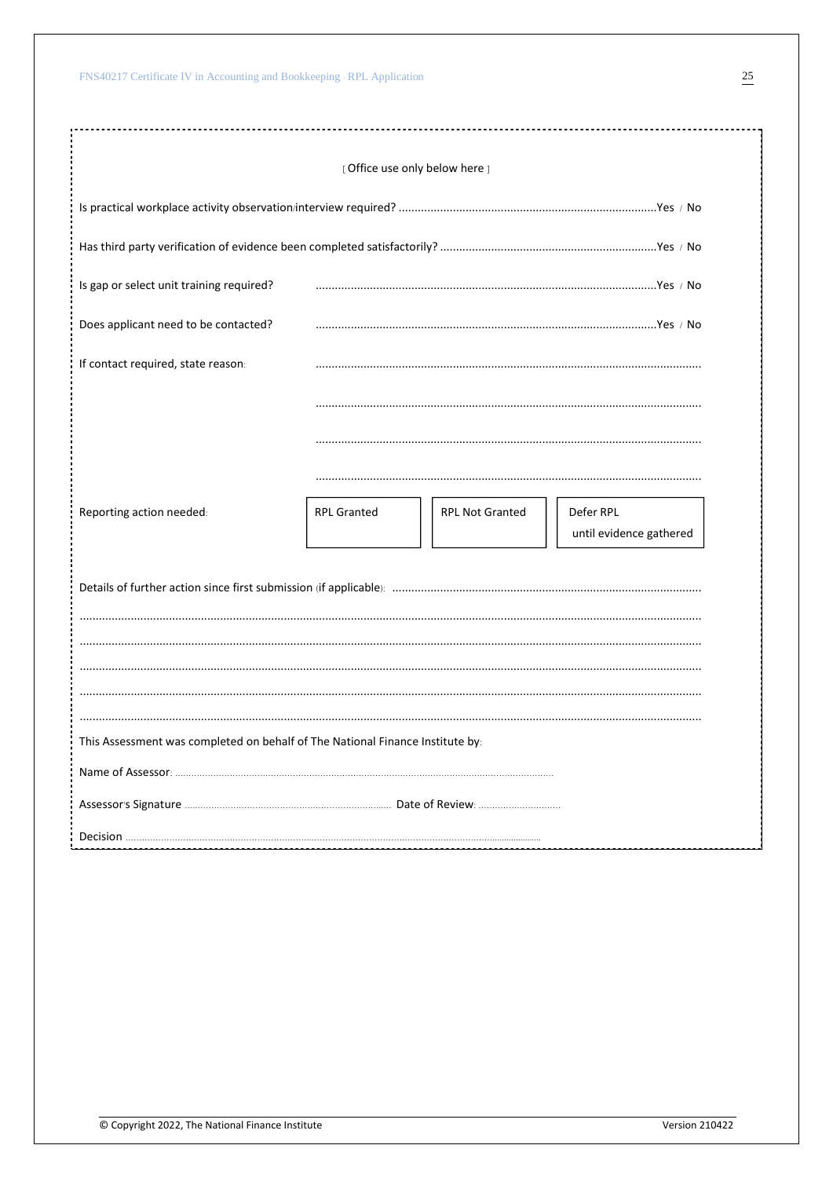[ Office use only below here ]

Is practical workplace activity observation/interview required? ............................................................................... Yes / No

Has third party verification of evidence been completed satisfactorily? ................................................................... Yes / No

Is gap or select unit training required? ......................................................................................................... Yes / No

Does applicant need to be contacted? ......................................................................................................... Yes / No

If contact required, state reason: ........................................................................................................

........................................................................................................

........................................................................................................

........................................................................................................

| Reporting action needed: | RPL Granted | RPL Not Granted | Defer RPL until evidence gathered |
|---|---|---|---|

Details of further action since first submission (if applicable): ................................................................................................

...........................................................................................................................................................................

...........................................................................................................................................................................

...........................................................................................................................................................................

...........................................................................................................................................................................

...........................................................................................................................................................................

This Assessment was completed on behalf of The National Finance Institute by:

Name of Assessor: ........................................................................................................................................

Assessor's Signature ............................................................................ Date of Review: ..............................

Decision ........................................................................................................................................................